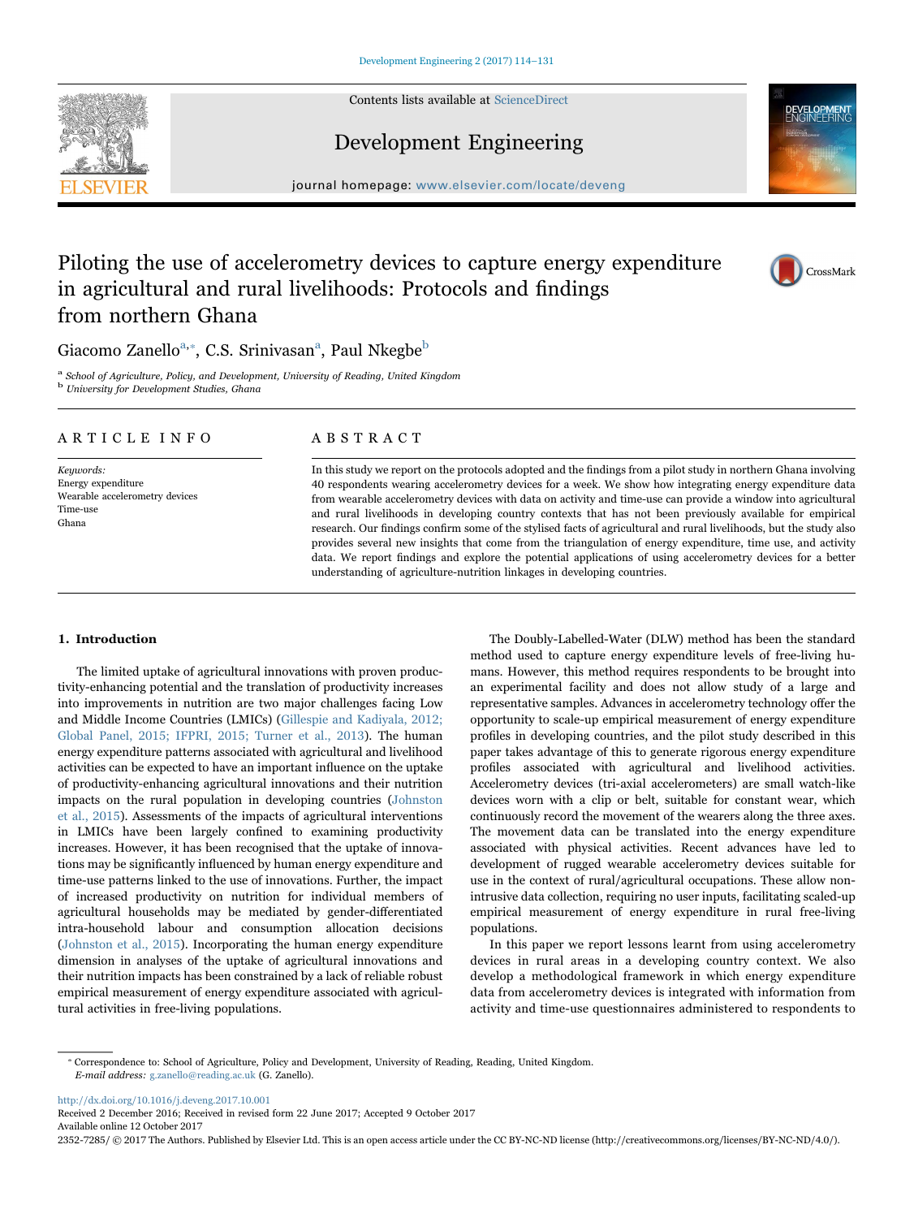# Piloting the use of accelerometry devices to capture energy expenditure in agricultural and rural livelihoods: Protocols and findings from northern Ghana

Giacomo Zanello[a,*], C.S. Srinivasan[a], Paul Nkegbe[b]

[a] *School of Agriculture, Policy, and Development, University of Reading, United Kingdom*
[b] *University for Development Studies, Ghana*

## ARTICLE INFO

*Keywords:*
Energy expenditure
Wearable accelerometry devices
Time-use
Ghana

## ABSTRACT

In this study we report on the protocols adopted and the findings from a pilot study in northern Ghana involving 40 respondents wearing accelerometry devices for a week. We show how integrating energy expenditure data from wearable accelerometry devices with data on activity and time-use can provide a window into agricultural and rural livelihoods in developing country contexts that has not been previously available for empirical research. Our findings confirm some of the stylised facts of agricultural and rural livelihoods, but the study also provides several new insights that come from the triangulation of energy expenditure, time use, and activity data. We report findings and explore the potential applications of using accelerometry devices for a better understanding of agriculture-nutrition linkages in developing countries.

## 1. Introduction

The limited uptake of agricultural innovations with proven productivity-enhancing potential and the translation of productivity increases into improvements in nutrition are two major challenges facing Low and Middle Income Countries (LMICs) (Gillespie and Kadiyala, 2012; Global Panel, 2015; IFPRI, 2015; Turner et al., 2013). The human energy expenditure patterns associated with agricultural and livelihood activities can be expected to have an important influence on the uptake of productivity-enhancing agricultural innovations and their nutrition impacts on the rural population in developing countries (Johnston et al., 2015). Assessments of the impacts of agricultural interventions in LMICs have been largely confined to examining productivity increases. However, it has been recognised that the uptake of innovations may be significantly influenced by human energy expenditure and time-use patterns linked to the use of innovations. Further, the impact of increased productivity on nutrition for individual members of agricultural households may be mediated by gender-differentiated intra-household labour and consumption allocation decisions (Johnston et al., 2015). Incorporating the human energy expenditure dimension in analyses of the uptake of agricultural innovations and their nutrition impacts has been constrained by a lack of reliable robust empirical measurement of energy expenditure associated with agricultural activities in free-living populations.

The Doubly-Labelled-Water (DLW) method has been the standard method used to capture energy expenditure levels of free-living humans. However, this method requires respondents to be brought into an experimental facility and does not allow study of a large and representative samples. Advances in accelerometry technology offer the opportunity to scale-up empirical measurement of energy expenditure profiles in developing countries, and the pilot study described in this paper takes advantage of this to generate rigorous energy expenditure profiles associated with agricultural and livelihood activities. Accelerometry devices (tri-axial accelerometers) are small watch-like devices worn with a clip or belt, suitable for constant wear, which continuously record the movement of the wearers along the three axes. The movement data can be translated into the energy expenditure associated with physical activities. Recent advances have led to development of rugged wearable accelerometry devices suitable for use in the context of rural/agricultural occupations. These allow non-intrusive data collection, requiring no user inputs, facilitating scaled-up empirical measurement of energy expenditure in rural free-living populations.

In this paper we report lessons learnt from using accelerometry devices in rural areas in a developing country context. We also develop a methodological framework in which energy expenditure data from accelerometry devices is integrated with information from activity and time-use questionnaires administered to respondents to

---

* Correspondence to: School of Agriculture, Policy and Development, University of Reading, Reading, United Kingdom.
*E-mail address:* g.zanello@reading.ac.uk (G. Zanello).

http://dx.doi.org/10.1016/j.deveng.2017.10.001
Received 2 December 2016; Received in revised form 22 June 2017; Accepted 9 October 2017
Available online 12 October 2017
2352-7285/ © 2017 The Authors. Published by Elsevier Ltd. This is an open access article under the CC BY-NC-ND license (http://creativecommons.org/licenses/BY-NC-ND/4.0/).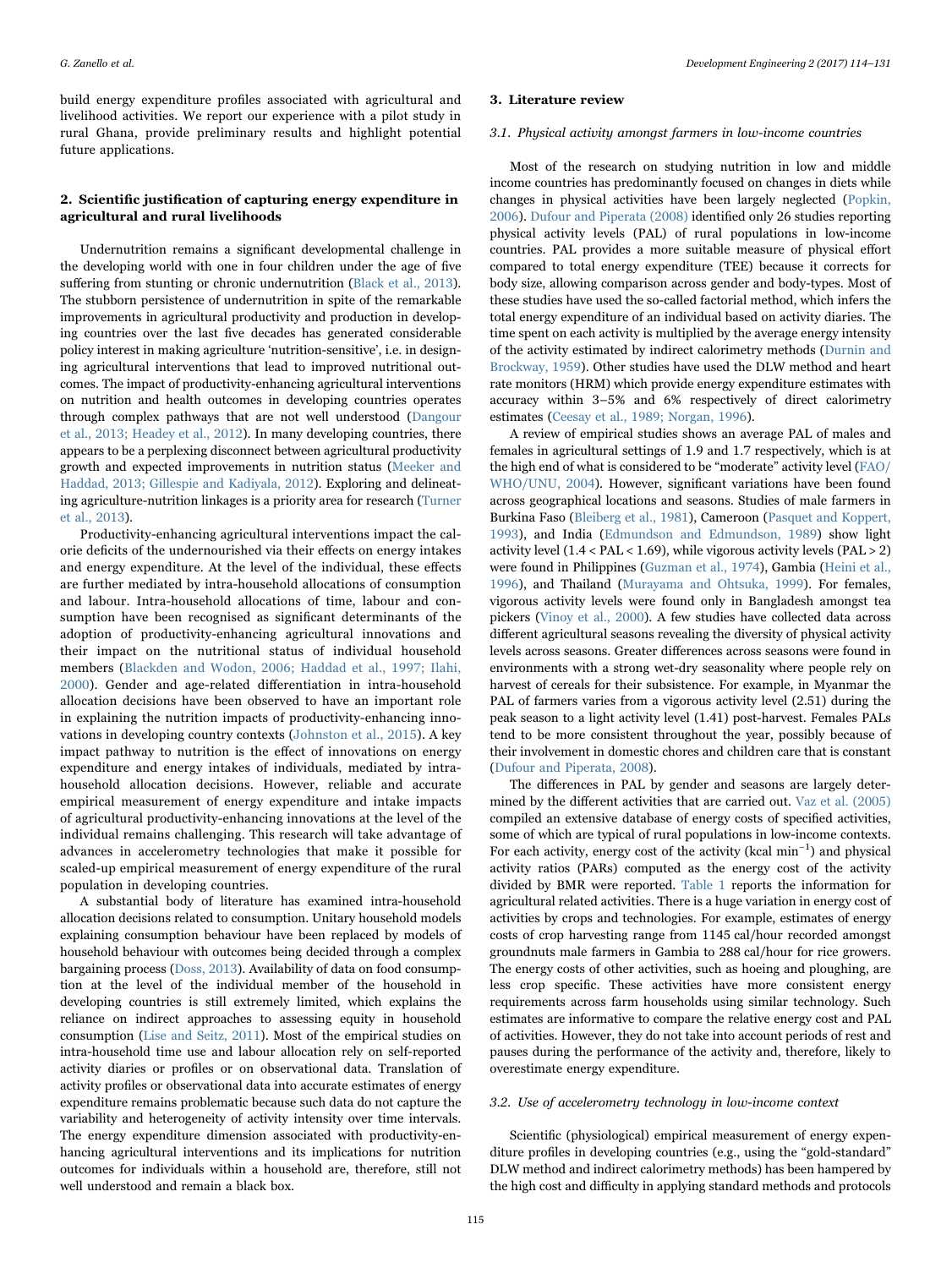build energy expenditure profiles associated with agricultural and livelihood activities. We report our experience with a pilot study in rural Ghana, provide preliminary results and highlight potential future applications.

## 2. Scientific justification of capturing energy expenditure in agricultural and rural livelihoods

Undernutrition remains a significant developmental challenge in the developing world with one in four children under the age of five suffering from stunting or chronic undernutrition (Black et al., 2013). The stubborn persistence of undernutrition in spite of the remarkable improvements in agricultural productivity and production in developing countries over the last five decades has generated considerable policy interest in making agriculture 'nutrition-sensitive', i.e. in designing agricultural interventions that lead to improved nutritional outcomes. The impact of productivity-enhancing agricultural interventions on nutrition and health outcomes in developing countries operates through complex pathways that are not well understood (Dangour et al., 2013; Headey et al., 2012). In many developing countries, there appears to be a perplexing disconnect between agricultural productivity growth and expected improvements in nutrition status (Meeker and Haddad, 2013; Gillespie and Kadiyala, 2012). Exploring and delineating agriculture-nutrition linkages is a priority area for research (Turner et al., 2013).

Productivity-enhancing agricultural interventions impact the calorie deficits of the undernourished via their effects on energy intakes and energy expenditure. At the level of the individual, these effects are further mediated by intra-household allocations of consumption and labour. Intra-household allocations of time, labour and consumption have been recognised as significant determinants of the adoption of productivity-enhancing agricultural innovations and their impact on the nutritional status of individual household members (Blackden and Wodon, 2006; Haddad et al., 1997; Ilahi, 2000). Gender and age-related differentiation in intra-household allocation decisions have been observed to have an important role in explaining the nutrition impacts of productivity-enhancing innovations in developing country contexts (Johnston et al., 2015). A key impact pathway to nutrition is the effect of innovations on energy expenditure and energy intakes of individuals, mediated by intra-household allocation decisions. However, reliable and accurate empirical measurement of energy expenditure and intake impacts of agricultural productivity-enhancing innovations at the level of the individual remains challenging. This research will take advantage of advances in accelerometry technologies that make it possible for scaled-up empirical measurement of energy expenditure of the rural population in developing countries.

A substantial body of literature has examined intra-household allocation decisions related to consumption. Unitary household models explaining consumption behaviour have been replaced by models of household behaviour with outcomes being decided through a complex bargaining process (Doss, 2013). Availability of data on food consumption at the level of the individual member of the household in developing countries is still extremely limited, which explains the reliance on indirect approaches to assessing equity in household consumption (Lise and Seitz, 2011). Most of the empirical studies on intra-household time use and labour allocation rely on self-reported activity diaries or profiles or on observational data. Translation of activity profiles or observational data into accurate estimates of energy expenditure remains problematic because such data do not capture the variability and heterogeneity of activity intensity over time intervals. The energy expenditure dimension associated with productivity-enhancing agricultural interventions and its implications for nutrition outcomes for individuals within a household are, therefore, still not well understood and remain a black box.

## 3. Literature review

### 3.1. Physical activity amongst farmers in low-income countries

Most of the research on studying nutrition in low and middle income countries has predominantly focused on changes in diets while changes in physical activities have been largely neglected (Popkin, 2006). Dufour and Piperata (2008) identified only 26 studies reporting physical activity levels (PAL) of rural populations in low-income countries. PAL provides a more suitable measure of physical effort compared to total energy expenditure (TEE) because it corrects for body size, allowing comparison across gender and body-types. Most of these studies have used the so-called factorial method, which infers the total energy expenditure of an individual based on activity diaries. The time spent on each activity is multiplied by the average energy intensity of the activity estimated by indirect calorimetry methods (Durnin and Brockway, 1959). Other studies have used the DLW method and heart rate monitors (HRM) which provide energy expenditure estimates with accuracy within 3–5% and 6% respectively of direct calorimetry estimates (Ceesay et al., 1989; Norgan, 1996).

A review of empirical studies shows an average PAL of males and females in agricultural settings of 1.9 and 1.7 respectively, which is at the high end of what is considered to be "moderate" activity level (FAO/WHO/UNU, 2004). However, significant variations have been found across geographical locations and seasons. Studies of male farmers in Burkina Faso (Bleiberg et al., 1981), Cameroon (Pasquet and Koppert, 1993), and India (Edmundson and Edmundson, 1989) show light activity level ($1.4 < PAL < 1.69$), while vigorous activity levels ($PAL > 2$) were found in Philippines (Guzman et al., 1974), Gambia (Heini et al., 1996), and Thailand (Murayama and Ohtsuka, 1999). For females, vigorous activity levels were found only in Bangladesh amongst tea pickers (Vinoy et al., 2000). A few studies have collected data across different agricultural seasons revealing the diversity of physical activity levels across seasons. Greater differences across seasons were found in environments with a strong wet-dry seasonality where people rely on harvest of cereals for their subsistence. For example, in Myanmar the PAL of farmers varies from a vigorous activity level (2.51) during the peak season to a light activity level (1.41) post-harvest. Females PALs tend to be more consistent throughout the year, possibly because of their involvement in domestic chores and children care that is constant (Dufour and Piperata, 2008).

The differences in PAL by gender and seasons are largely determined by the different activities that are carried out. Vaz et al. (2005) compiled an extensive database of energy costs of specified activities, some of which are typical of rural populations in low-income contexts. For each activity, energy cost of the activity (kcal min$^{-1}$) and physical activity ratios (PARs) computed as the energy cost of the activity divided by BMR were reported. Table 1 reports the information for agricultural related activities. There is a huge variation in energy cost of activities by crops and technologies. For example, estimates of energy costs of crop harvesting range from 1145 cal/hour recorded amongst groundnuts male farmers in Gambia to 288 cal/hour for rice growers. The energy costs of other activities, such as hoeing and ploughing, are less crop specific. These activities have more consistent energy requirements across farm households using similar technology. Such estimates are informative to compare the relative energy cost and PAL of activities. However, they do not take into account periods of rest and pauses during the performance of the activity and, therefore, likely to overestimate energy expenditure.

### 3.2. Use of accelerometry technology in low-income context

Scientific (physiological) empirical measurement of energy expenditure profiles in developing countries (e.g., using the "gold-standard" DLW method and indirect calorimetry methods) has been hampered by the high cost and difficulty in applying standard methods and protocols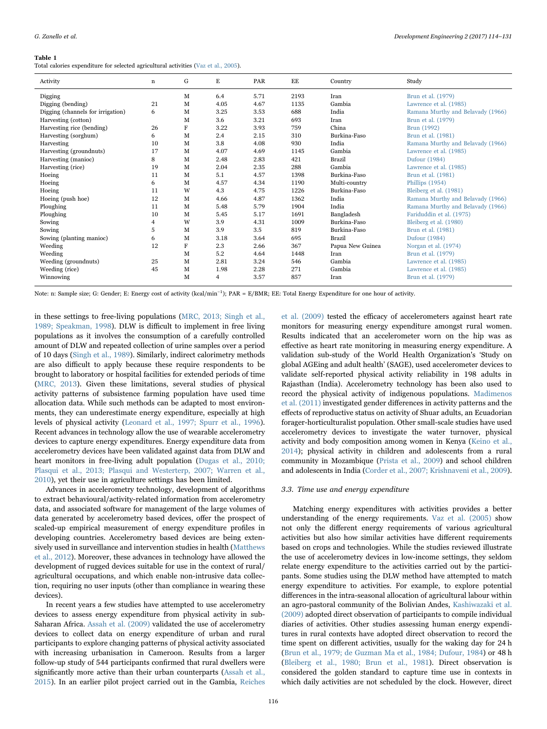**Table 1**
Total calories expenditure for selected agricultural activities (Vaz et al., 2005).

| Activity | n | G | E | PAR | EE | Country | Study |
|---|---|---|---|---|---|---|---|
| Digging | | M | 6.4 | 5.71 | 2193 | Iran | Brun et al. (1979) |
| Digging (bending) | 21 | M | 4.05 | 4.67 | 1135 | Gambia | Lawrence et al. (1985) |
| Digging (channels for irrigation) | 6 | M | 3.25 | 3.53 | 688 | India | Ramana Murthy and Belavady (1966) |
| Harvesting (cotton) | | M | 3.6 | 3.21 | 693 | Iran | Brun et al. (1979) |
| Harvesting rice (bending) | 26 | F | 3.22 | 3.93 | 759 | China | Brun (1992) |
| Harvesting (sorghum) | 6 | M | 2.4 | 2.15 | 310 | Burkina-Faso | Brun et al. (1981) |
| Harvesting | 10 | M | 3.8 | 4.08 | 930 | India | Ramana Murthy and Belavady (1966) |
| Harvesting (groundnuts) | 17 | M | 4.07 | 4.69 | 1145 | Gambia | Lawrence et al. (1985) |
| Harvesting (manioc) | 8 | M | 2.48 | 2.83 | 421 | Brazil | Dufour (1984) |
| Harvesting (rice) | 19 | M | 2.04 | 2.35 | 288 | Gambia | Lawrence et al. (1985) |
| Hoeing | 11 | M | 5.1 | 4.57 | 1398 | Burkina-Faso | Brun et al. (1981) |
| Hoeing | 6 | M | 4.57 | 4.34 | 1190 | Multi-country | Phillips (1954) |
| Hoeing | 11 | W | 4.3 | 4.75 | 1226 | Burkina-Faso | Bleiberg et al. (1981) |
| Hoeing (push hoe) | 12 | M | 4.66 | 4.87 | 1362 | India | Ramana Murthy and Belavady (1966) |
| Ploughing | 11 | M | 5.48 | 5.79 | 1904 | India | Ramana Murthy and Belavady (1966) |
| Ploughing | 10 | M | 5.45 | 5.17 | 1691 | Bangladesh | Fariduddin et al. (1975) |
| Sowing | 4 | W | 3.9 | 4.31 | 1009 | Burkina-Faso | Bleiberg et al. (1980) |
| Sowing | 5 | M | 3.9 | 3.5 | 819 | Burkina-Faso | Brun et al. (1981) |
| Sowing (planting manioc) | 6 | M | 3.18 | 3.64 | 695 | Brazil | Dufour (1984) |
| Weeding | 12 | F | 2.3 | 2.66 | 367 | Papua New Guinea | Norgan et al. (1974) |
| Weeding | | M | 5.2 | 4.64 | 1448 | Iran | Brun et al. (1979) |
| Weeding (groundnuts) | 25 | M | 2.81 | 3.24 | 546 | Gambia | Lawrence et al. (1985) |
| Weeding (rice) | 45 | M | 1.98 | 2.28 | 271 | Gambia | Lawrence et al. (1985) |
| Winnowing | | M | 4 | 3.57 | 857 | Iran | Brun et al. (1979) |

Note: n: Sample size; G: Gender; E: Energy cost of activity (kcal/min$^{-1}$); PAR = E/BMR; EE: Total Energy Expenditure for one hour of activity.

in these settings to free-living populations (MRC, 2013; Singh et al., 1989; Speakman, 1998). DLW is difficult to implement in free living populations as it involves the consumption of a carefully controlled amount of DLW and repeated collection of urine samples over a period of 10 days (Singh et al., 1989). Similarly, indirect calorimetry methods are also difficult to apply because these require respondents to be brought to laboratory or hospital facilities for extended periods of time (MRC, 2013). Given these limitations, several studies of physical activity patterns of subsistence farming population have used time allocation data. While such methods can be adapted to most environments, they can underestimate energy expenditure, especially at high levels of physical activity (Leonard et al., 1997; Spurr et al., 1996). Recent advances in technology allow the use of wearable accelerometry devices to capture energy expenditures. Energy expenditure data from accelerometry devices have been validated against data from DLW and heart monitors in free-living adult population (Dugas et al., 2010; Plasqui et al., 2013; Plasqui and Westerterp, 2007; Warren et al., 2010), yet their use in agriculture settings has been limited.

Advances in accelerometry technology, development of algorithms to extract behavioural/activity-related information from accelerometry data, and associated software for management of the large volumes of data generated by accelerometry based devices, offer the prospect of scaled-up empirical measurement of energy expenditure profiles in developing countries. Accelerometry based devices are being extensively used in surveillance and intervention studies in health (Matthews et al., 2012). Moreover, these advances in technology have allowed the development of rugged devices suitable for use in the context of rural/agricultural occupations, and which enable non-intrusive data collection, requiring no user inputs (other than compliance in wearing these devices).

In recent years a few studies have attempted to use accelerometry devices to assess energy expenditure from physical activity in sub-Saharan Africa. Assah et al. (2009) validated the use of accelerometry devices to collect data on energy expenditure of urban and rural participants to explore changing patterns of physical activity associated with increasing urbanisation in Cameroon. Results from a larger follow-up study of 544 participants confirmed that rural dwellers were significantly more active than their urban counterparts (Assah et al., 2015). In an earlier pilot project carried out in the Gambia, Reiches et al. (2009) tested the efficacy of accelerometers against heart rate monitors for measuring energy expenditure amongst rural women. Results indicated that an accelerometer worn on the hip was as effective as heart rate monitoring in measuring energy expenditure. A validation sub-study of the World Health Organization's 'Study on global AGEing and adult health' (SAGE), used accelerometer devices to validate self-reported physical activity reliability in 198 adults in Rajasthan (India). Accelerometry technology has been also used to record the physical activity of indigenous populations. Madimenos et al. (2011) investigated gender differences in activity patterns and the effects of reproductive status on activity of Shuar adults, an Ecuadorian forager-horticulturalist population. Other small-scale studies have used accelerometry devices to investigate the water turnover, physical activity and body composition among women in Kenya (Keino et al., 2014); physical activity in children and adolescents from a rural community in Mozambique (Prista et al., 2009) and school children and adolescents in India (Corder et al., 2007; Krishnaveni et al., 2009).

### 3.3. Time use and energy expenditure

Matching energy expenditures with activities provides a better understanding of the energy requirements. Vaz et al. (2005) show not only the different energy requirements of various agricultural activities but also how similar activities have different requirements based on crops and technologies. While the studies reviewed illustrate the use of accelerometry devices in low-income settings, they seldom relate energy expenditure to the activities carried out by the participants. Some studies using the DLW method have attempted to match energy expenditure to activities. For example, to explore potential differences in the intra-seasonal allocation of agricultural labour within an agro-pastoral community of the Bolivian Andes, Kashiwazaki et al. (2009) adopted direct observation of participants to compile individual diaries of activities. Other studies assessing human energy expenditures in rural contexts have adopted direct observation to record the time spent on different activities, usually for the waking day for 24 h (Brun et al., 1979; de Guzman Ma et al., 1984; Dufour, 1984) or 48 h (Bleiberg et al., 1980; Brun et al., 1981). Direct observation is considered the golden standard to capture time use in contexts in which daily activities are not scheduled by the clock. However, direct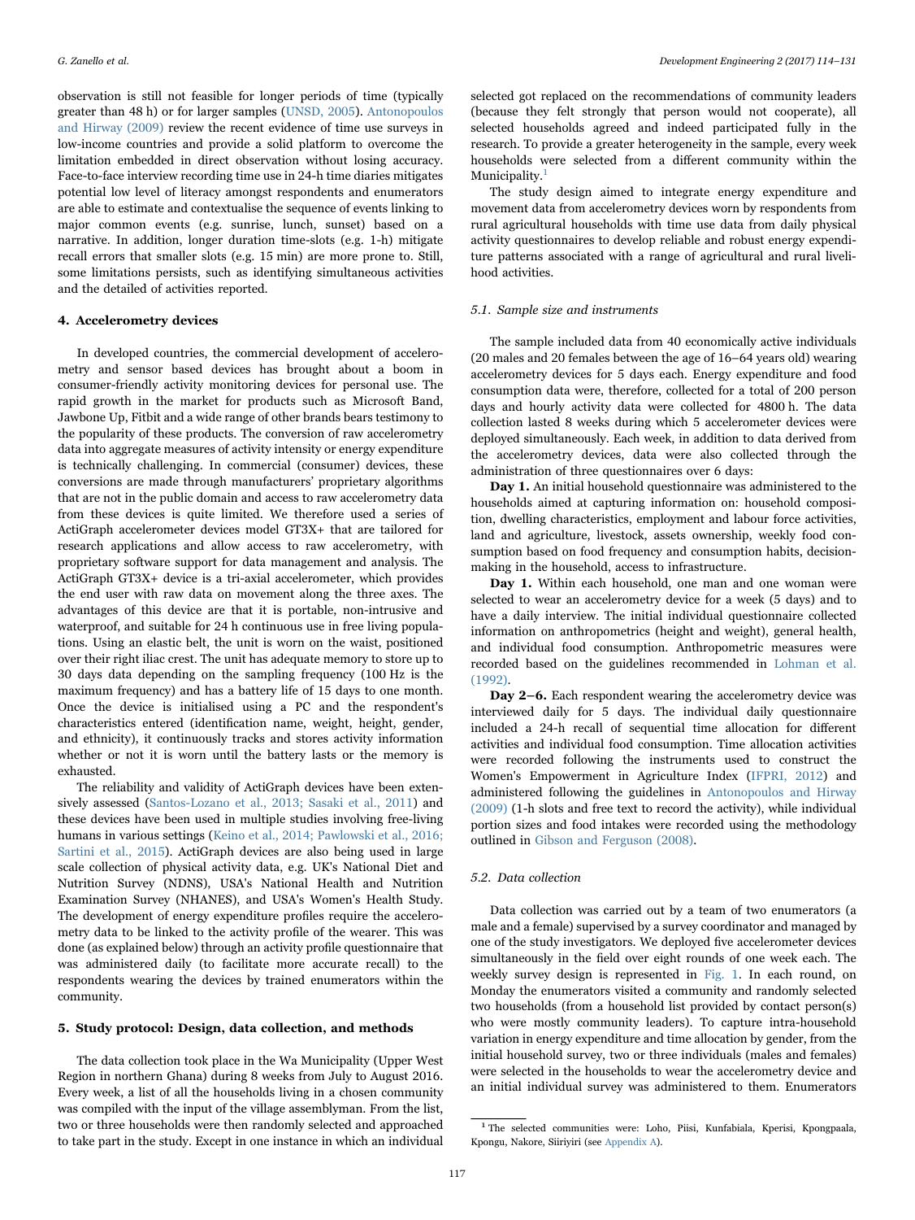observation is still not feasible for longer periods of time (typically greater than 48 h) or for larger samples (UNSD, 2005). Antonopoulos and Hirway (2009) review the recent evidence of time use surveys in low-income countries and provide a solid platform to overcome the limitation embedded in direct observation without losing accuracy. Face-to-face interview recording time use in 24-h time diaries mitigates potential low level of literacy amongst respondents and enumerators are able to estimate and contextualise the sequence of events linking to major common events (e.g. sunrise, lunch, sunset) based on a narrative. In addition, longer duration time-slots (e.g. 1-h) mitigate recall errors that smaller slots (e.g. 15 min) are more prone to. Still, some limitations persists, such as identifying simultaneous activities and the detailed of activities reported.

## 4. Accelerometry devices

In developed countries, the commercial development of accelerometry and sensor based devices has brought about a boom in consumer-friendly activity monitoring devices for personal use. The rapid growth in the market for products such as Microsoft Band, Jawbone Up, Fitbit and a wide range of other brands bears testimony to the popularity of these products. The conversion of raw accelerometry data into aggregate measures of activity intensity or energy expenditure is technically challenging. In commercial (consumer) devices, these conversions are made through manufacturers' proprietary algorithms that are not in the public domain and access to raw accelerometry data from these devices is quite limited. We therefore used a series of ActiGraph accelerometer devices model GT3X+ that are tailored for research applications and allow access to raw accelerometry, with proprietary software support for data management and analysis. The ActiGraph GT3X+ device is a tri-axial accelerometer, which provides the end user with raw data on movement along the three axes. The advantages of this device are that it is portable, non-intrusive and waterproof, and suitable for 24 h continuous use in free living populations. Using an elastic belt, the unit is worn on the waist, positioned over their right iliac crest. The unit has adequate memory to store up to 30 days data depending on the sampling frequency (100 Hz is the maximum frequency) and has a battery life of 15 days to one month. Once the device is initialised using a PC and the respondent's characteristics entered (identification name, weight, height, gender, and ethnicity), it continuously tracks and stores activity information whether or not it is worn until the battery lasts or the memory is exhausted.

The reliability and validity of ActiGraph devices have been extensively assessed (Santos-Lozano et al., 2013; Sasaki et al., 2011) and these devices have been used in multiple studies involving free-living humans in various settings (Keino et al., 2014; Pawlowski et al., 2016; Sartini et al., 2015). ActiGraph devices are also being used in large scale collection of physical activity data, e.g. UK's National Diet and Nutrition Survey (NDNS), USA's National Health and Nutrition Examination Survey (NHANES), and USA's Women's Health Study. The development of energy expenditure profiles require the accelerometry data to be linked to the activity profile of the wearer. This was done (as explained below) through an activity profile questionnaire that was administered daily (to facilitate more accurate recall) to the respondents wearing the devices by trained enumerators within the community.

## 5. Study protocol: Design, data collection, and methods

The data collection took place in the Wa Municipality (Upper West Region in northern Ghana) during 8 weeks from July to August 2016. Every week, a list of all the households living in a chosen community was compiled with the input of the village assemblyman. From the list, two or three households were then randomly selected and approached to take part in the study. Except in one instance in which an individual selected got replaced on the recommendations of community leaders (because they felt strongly that person would not cooperate), all selected households agreed and indeed participated fully in the research. To provide a greater heterogeneity in the sample, every week households were selected from a different community within the Municipality.[1]

The study design aimed to integrate energy expenditure and movement data from accelerometry devices worn by respondents from rural agricultural households with time use data from daily physical activity questionnaires to develop reliable and robust energy expenditure patterns associated with a range of agricultural and rural livelihood activities.

### 5.1. Sample size and instruments

The sample included data from 40 economically active individuals (20 males and 20 females between the age of 16–64 years old) wearing accelerometry devices for 5 days each. Energy expenditure and food consumption data were, therefore, collected for a total of 200 person days and hourly activity data were collected for 4800 h. The data collection lasted 8 weeks during which 5 accelerometer devices were deployed simultaneously. Each week, in addition to data derived from the accelerometry devices, data were also collected through the administration of three questionnaires over 6 days:

**Day 1.** An initial household questionnaire was administered to the households aimed at capturing information on: household composition, dwelling characteristics, employment and labour force activities, land and agriculture, livestock, assets ownership, weekly food consumption based on food frequency and consumption habits, decision-making in the household, access to infrastructure.

**Day 1.** Within each household, one man and one woman were selected to wear an accelerometry device for a week (5 days) and to have a daily interview. The initial individual questionnaire collected information on anthropometrics (height and weight), general health, and individual food consumption. Anthropometric measures were recorded based on the guidelines recommended in Lohman et al. (1992).

**Day 2–6.** Each respondent wearing the accelerometry device was interviewed daily for 5 days. The individual daily questionnaire included a 24-h recall of sequential time allocation for different activities and individual food consumption. Time allocation activities were recorded following the instruments used to construct the Women's Empowerment in Agriculture Index (IFPRI, 2012) and administered following the guidelines in Antonopoulos and Hirway (2009) (1-h slots and free text to record the activity), while individual portion sizes and food intakes were recorded using the methodology outlined in Gibson and Ferguson (2008).

### 5.2. Data collection

Data collection was carried out by a team of two enumerators (a male and a female) supervised by a survey coordinator and managed by one of the study investigators. We deployed five accelerometer devices simultaneously in the field over eight rounds of one week each. The weekly survey design is represented in Fig. 1. In each round, on Monday the enumerators visited a community and randomly selected two households (from a household list provided by contact person(s) who were mostly community leaders). To capture intra-household variation in energy expenditure and time allocation by gender, from the initial household survey, two or three individuals (males and females) were selected in the households to wear the accelerometry device and an initial individual survey was administered to them. Enumerators

[1] The selected communities were: Loho, Piisi, Kunfabiala, Kperisi, Kpongpaala, Kpongu, Nakore, Siiriyiri (see Appendix A).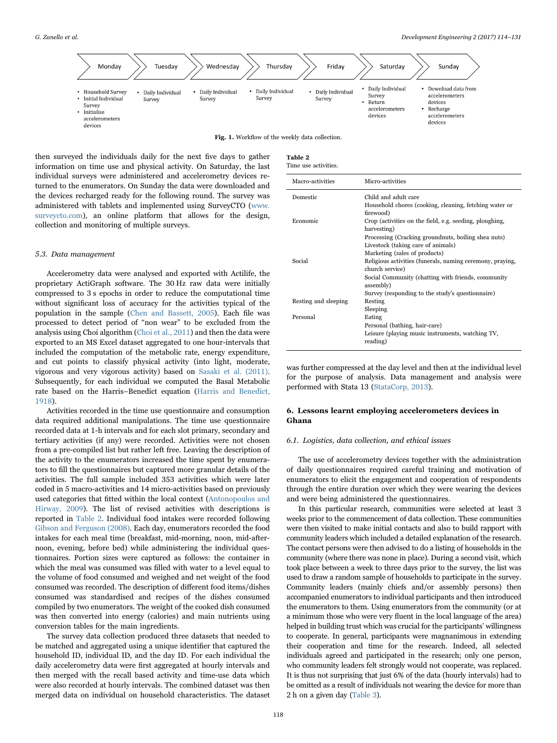| Monday | Tuesday | Wednesday | Thursday | Friday | Saturday | Sunday |
|---|---|---|---|---|---|---|
| • Household Survey<br>• Initial Individual Survey<br>• Initialise accelerometers devices | • Daily Individual Survey | • Daily Individual Survey | • Daily Individual Survey | • Daily Individual Survey | • Daily Individual Survey<br>• Return accelerometers devices | • Download data from accelerometers devices<br>• Recharge accelerometers devices |

**Fig. 1.** Workflow of the weekly data collection.

then surveyed the individuals daily for the next five days to gather information on time use and physical activity. On Saturday, the last individual surveys were administered and accelerometry devices returned to the enumerators. On Sunday the data were downloaded and the devices recharged ready for the following round. The survey was administered with tablets and implemented using SurveyCTO (www.surveycto.com), an online platform that allows for the design, collection and monitoring of multiple surveys.

### 5.3. Data management

Accelerometry data were analysed and exported with Actilife, the proprietary ActiGraph software. The 30 Hz raw data were initially compressed to 3 s epochs in order to reduce the computational time without significant loss of accuracy for the activities typical of the population in the sample (Chen and Bassett, 2005). Each file was processed to detect period of "non wear" to be excluded from the analysis using Choi algorithm (Choi et al., 2011) and then the data were exported to an MS Excel dataset aggregated to one hour-intervals that included the computation of the metabolic rate, energy expenditure, and cut points to classify physical activity (into light, moderate, vigorous and very vigorous activity) based on Sasaki et al. (2011). Subsequently, for each individual we computed the Basal Metabolic rate based on the Harris–Benedict equation (Harris and Benedict, 1918).

Activities recorded in the time use questionnaire and consumption data required additional manipulations. The time use questionnaire recorded data at 1-h intervals and for each slot primary, secondary and tertiary activities (if any) were recorded. Activities were not chosen from a pre-compiled list but rather left free. Leaving the description of the activity to the enumerators increased the time spent by enumerators to fill the questionnaires but captured more granular details of the activities. The full sample included 353 activities which were later coded in 5 macro-activities and 14 micro-activities based on previously used categories that fitted within the local context (Antonopoulos and Hirway, 2009). The list of revised activities with descriptions is reported in Table 2. Individual food intakes were recorded following Gibson and Ferguson (2008). Each day, enumerators recorded the food intakes for each meal time (breakfast, mid-morning, noon, mid-afternoon, evening, before bed) while administering the individual questionnaires. Portion sizes were captured as follows: the container in which the meal was consumed was filled with water to a level equal to the volume of food consumed and weighed and net weight of the food consumed was recorded. The description of different food items/dishes consumed was standardised and recipes of the dishes consumed compiled by two enumerators. The weight of the cooked dish consumed was then converted into energy (calories) and main nutrients using conversion tables for the main ingredients.

The survey data collection produced three datasets that needed to be matched and aggregated using a unique identifier that captured the household ID, individual ID, and the day ID. For each individual the daily accelerometry data were first aggregated at hourly intervals and then merged with the recall based activity and time-use data which were also recorded at hourly intervals. The combined dataset was then merged data on individual on household characteristics. The dataset was further compressed at the day level and then at the individual level for the purpose of analysis. Data management and analysis were performed with Stata 13 (StataCorp, 2013).

**Table 2**
Time use activities.

| Macro-activities | Micro-activities |
|---|---|
| Domestic | Child and adult care |
| | Household chores (cooking, cleaning, fetching water or firewood) |
| Economic | Crop (activities on the field, e.g. seeding, ploughing, harvesting) |
| | Processing (Cracking groundnuts, boiling shea nuts) |
| | Livestock (taking care of animals) |
| | Marketing (sales of products) |
| Social | Religious activities (funerals, naming ceremony, praying, church service) |
| | Social Community (chatting with friends, community assembly) |
| | Survey (responding to the study's questionnaire) |
| Resting and sleeping | Resting |
| | Sleeping |
| Personal | Eating |
| | Personal (bathing, hair-care) |
| | Leisure (playing music instruments, watching TV, reading) |

## 6. Lessons learnt employing accelerometers devices in Ghana

### 6.1. Logistics, data collection, and ethical issues

The use of accelerometry devices together with the administration of daily questionnaires required careful training and motivation of enumerators to elicit the engagement and cooperation of respondents through the entire duration over which they were wearing the devices and were being administered the questionnaires.

In this particular research, communities were selected at least 3 weeks prior to the commencement of data collection. These communities were then visited to make initial contacts and also to build rapport with community leaders which included a detailed explanation of the research. The contact persons were then advised to do a listing of households in the community (where there was none in place). During a second visit, which took place between a week to three days prior to the survey, the list was used to draw a random sample of households to participate in the survey. Community leaders (mainly chiefs and/or assembly persons) then accompanied enumerators to individual participants and then introduced the enumerators to them. Using enumerators from the community (or at a minimum those who were very fluent in the local language of the area) helped in building trust which was crucial for the participants' willingness to cooperate. In general, participants were magnanimous in extending their cooperation and time for the research. Indeed, all selected individuals agreed and participated in the research; only one person, who community leaders felt strongly would not cooperate, was replaced. It is thus not surprising that just 6% of the data (hourly intervals) had to be omitted as a result of individuals not wearing the device for more than 2 h on a given day (Table 3).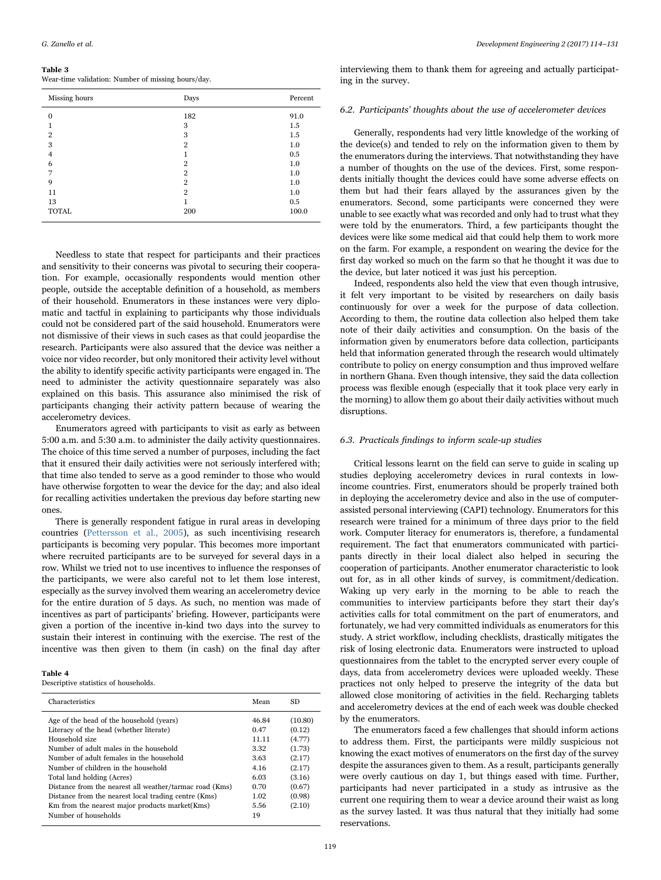**Table 3**
Wear-time validation: Number of missing hours/day.

| Missing hours | Days | Percent |
|---|---|---|
| 0 | 182 | 91.0 |
| 1 | 3 | 1.5 |
| 2 | 3 | 1.5 |
| 3 | 2 | 1.0 |
| 4 | 1 | 0.5 |
| 6 | 2 | 1.0 |
| 7 | 2 | 1.0 |
| 9 | 2 | 1.0 |
| 11 | 2 | 1.0 |
| 13 | 1 | 0.5 |
| TOTAL | 200 | 100.0 |

Needless to state that respect for participants and their practices and sensitivity to their concerns was pivotal to securing their cooperation. For example, occasionally respondents would mention other people, outside the acceptable definition of a household, as members of their household. Enumerators in these instances were very diplomatic and tactful in explaining to participants why those individuals could not be considered part of the said household. Enumerators were not dismissive of their views in such cases as that could jeopardise the research. Participants were also assured that the device was neither a voice nor video recorder, but only monitored their activity level without the ability to identify specific activity participants were engaged in. The need to administer the activity questionnaire separately was also explained on this basis. This assurance also minimised the risk of participants changing their activity pattern because of wearing the accelerometry devices.

Enumerators agreed with participants to visit as early as between 5:00 a.m. and 5:30 a.m. to administer the daily activity questionnaires. The choice of this time served a number of purposes, including the fact that it ensured their daily activities were not seriously interfered with; that time also tended to serve as a good reminder to those who would have otherwise forgotten to wear the device for the day; and also ideal for recalling activities undertaken the previous day before starting new ones.

There is generally respondent fatigue in rural areas in developing countries (Pettersson et al., 2005), as such incentivising research participants is becoming very popular. This becomes more important where recruited participants are to be surveyed for several days in a row. Whilst we tried not to use incentives to influence the responses of the participants, we were also careful not to let them lose interest, especially as the survey involved them wearing an accelerometry device for the entire duration of 5 days. As such, no mention was made of incentives as part of participants' briefing. However, participants were given a portion of the incentive in-kind two days into the survey to sustain their interest in continuing with the exercise. The rest of the incentive was then given to them (in cash) on the final day after interviewing them to thank them for agreeing and actually participating in the survey.

**Table 4**
Descriptive statistics of households.

| Characteristics | Mean | SD |
|---|---|---|
| Age of the head of the household (years) | 46.84 | (10.80) |
| Literacy of the head (whether literate) | 0.47 | (0.12) |
| Household size | 11.11 | (4.77) |
| Number of adult males in the household | 3.32 | (1.73) |
| Number of adult females in the household | 3.63 | (2.17) |
| Number of children in the household | 4.16 | (2.17) |
| Total land holding (Acres) | 6.03 | (3.16) |
| Distance from the nearest all weather/tarmac road (Kms) | 0.70 | (0.67) |
| Distance from the nearest local trading centre (Kms) | 1.02 | (0.98) |
| Km from the nearest major products market(Kms) | 5.56 | (2.10) |
| Number of households | 19 | |

### 6.2. Participants' thoughts about the use of accelerometer devices

Generally, respondents had very little knowledge of the working of the device(s) and tended to rely on the information given to them by the enumerators during the interviews. That notwithstanding they have a number of thoughts on the use of the devices. First, some respondents initially thought the devices could have some adverse effects on them but had their fears allayed by the assurances given by the enumerators. Second, some participants were concerned they were unable to see exactly what was recorded and only had to trust what they were told by the enumerators. Third, a few participants thought the devices were like some medical aid that could help them to work more on the farm. For example, a respondent on wearing the device for the first day worked so much on the farm so that he thought it was due to the device, but later noticed it was just his perception.

Indeed, respondents also held the view that even though intrusive, it felt very important to be visited by researchers on daily basis continuously for over a week for the purpose of data collection. According to them, the routine data collection also helped them take note of their daily activities and consumption. On the basis of the information given by enumerators before data collection, participants held that information generated through the research would ultimately contribute to policy on energy consumption and thus improved welfare in northern Ghana. Even though intensive, they said the data collection process was flexible enough (especially that it took place very early in the morning) to allow them go about their daily activities without much disruptions.

### 6.3. Practicals findings to inform scale-up studies

Critical lessons learnt on the field can serve to guide in scaling up studies deploying accelerometry devices in rural contexts in low-income countries. First, enumerators should be properly trained both in deploying the accelerometry device and also in the use of computer-assisted personal interviewing (CAPI) technology. Enumerators for this research were trained for a minimum of three days prior to the field work. Computer literacy for enumerators is, therefore, a fundamental requirement. The fact that enumerators communicated with participants directly in their local dialect also helped in securing the cooperation of participants. Another enumerator characteristic to look out for, as in all other kinds of survey, is commitment/dedication. Waking up very early in the morning to be able to reach the communities to interview participants before they start their day's activities calls for total commitment on the part of enumerators, and fortunately, we had very committed individuals as enumerators for this study. A strict workflow, including checklists, drastically mitigates the risk of losing electronic data. Enumerators were instructed to upload questionnaires from the tablet to the encrypted server every couple of days, data from accelerometry devices were uploaded weekly. These practices not only helped to preserve the integrity of the data but allowed close monitoring of activities in the field. Recharging tablets and accelerometry devices at the end of each week was double checked by the enumerators.

The enumerators faced a few challenges that should inform actions to address them. First, the participants were mildly suspicious not knowing the exact motives of enumerators on the first day of the survey despite the assurances given to them. As a result, participants generally were overly cautious on day 1, but things eased with time. Further, participants had never participated in a study as intrusive as the current one requiring them to wear a device around their waist as long as the survey lasted. It was thus natural that they initially had some reservations.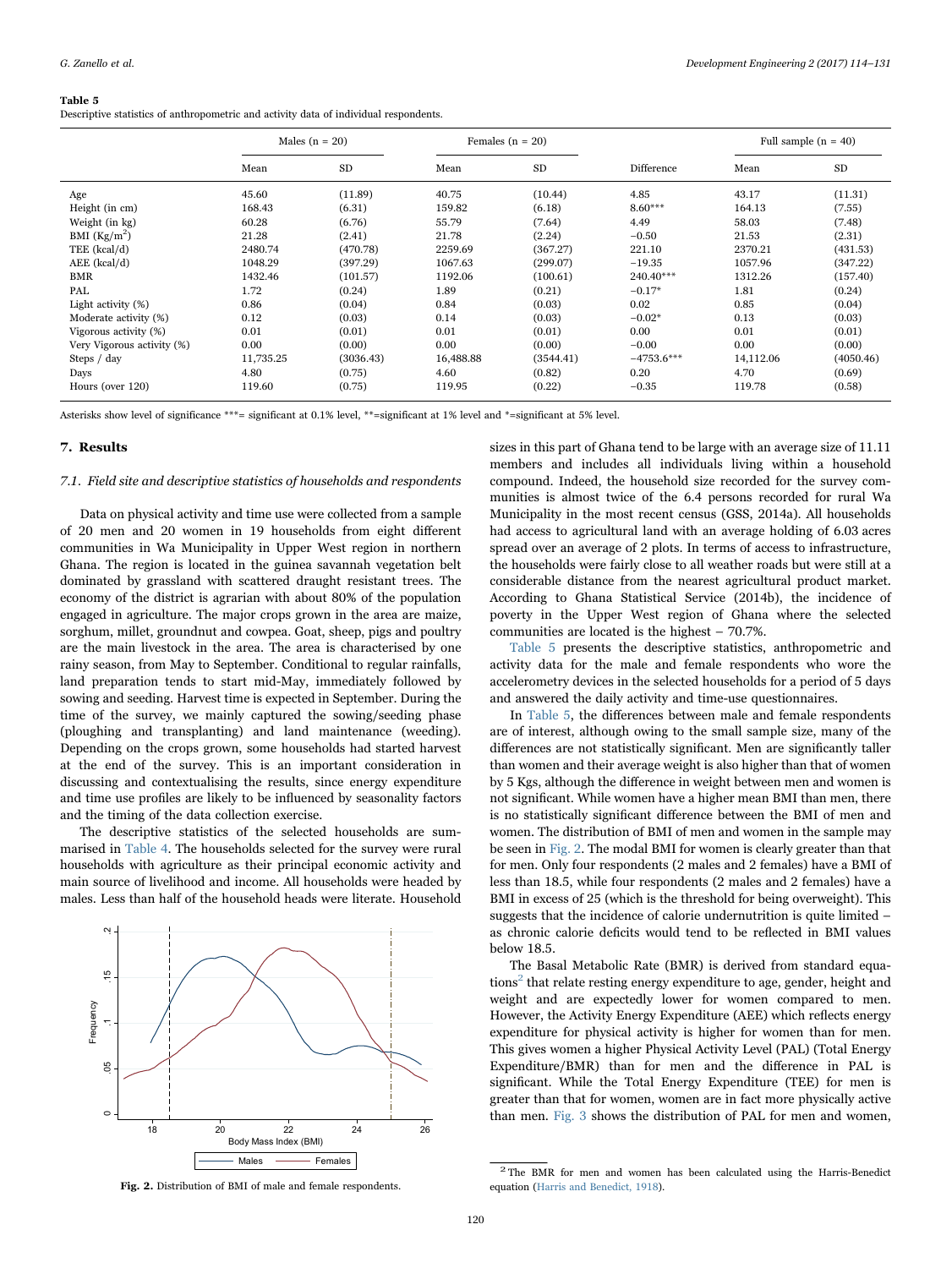**Table 5**
Descriptive statistics of anthropometric and activity data of individual respondents.

| | Males (n = 20) | | Females (n = 20) | | | Full sample (n = 40) | |
|---|---|---|---|---|---|---|---|
| | Mean | SD | Mean | SD | Difference | Mean | SD |
| Age | 45.60 | (11.89) | 40.75 | (10.44) | 4.85 | 43.17 | (11.31) |
| Height (in cm) | 168.43 | (6.31) | 159.82 | (6.18) | 8.60*** | 164.13 | (7.55) |
| Weight (in kg) | 60.28 | (6.76) | 55.79 | (7.64) | 4.49 | 58.03 | (7.48) |
| BMI (Kg/m$^2$) | 21.28 | (2.41) | 21.78 | (2.24) | −0.50 | 21.53 | (2.31) |
| TEE (kcal/d) | 2480.74 | (470.78) | 2259.69 | (367.27) | 221.10 | 2370.21 | (431.53) |
| AEE (kcal/d) | 1048.29 | (397.29) | 1067.63 | (299.07) | −19.35 | 1057.96 | (347.22) |
| BMR | 1432.46 | (101.57) | 1192.06 | (100.61) | 240.40*** | 1312.26 | (157.40) |
| PAL | 1.72 | (0.24) | 1.89 | (0.21) | −0.17* | 1.81 | (0.24) |
| Light activity (%) | 0.86 | (0.04) | 0.84 | (0.03) | 0.02 | 0.85 | (0.04) |
| Moderate activity (%) | 0.12 | (0.03) | 0.14 | (0.03) | −0.02* | 0.13 | (0.03) |
| Vigorous activity (%) | 0.01 | (0.01) | 0.01 | (0.01) | 0.00 | 0.01 | (0.01) |
| Very Vigorous activity (%) | 0.00 | (0.00) | 0.00 | (0.00) | −0.00 | 0.00 | (0.00) |
| Steps / day | 11,735.25 | (3036.43) | 16,488.88 | (3544.41) | −4753.6*** | 14,112.06 | (4050.46) |
| Days | 4.80 | (0.75) | 4.60 | (0.82) | 0.20 | 4.70 | (0.69) |
| Hours (over 120) | 119.60 | (0.75) | 119.95 | (0.22) | −0.35 | 119.78 | (0.58) |

Asterisks show level of significance ***= significant at 0.1% level, **=significant at 1% level and *=significant at 5% level.

## 7. Results

### 7.1. Field site and descriptive statistics of households and respondents

Data on physical activity and time use were collected from a sample of 20 men and 20 women in 19 households from eight different communities in Wa Municipality in Upper West region in northern Ghana. The region is located in the guinea savannah vegetation belt dominated by grassland with scattered draught resistant trees. The economy of the district is agrarian with about 80% of the population engaged in agriculture. The major crops grown in the area are maize, sorghum, millet, groundnut and cowpea. Goat, sheep, pigs and poultry are the main livestock in the area. The area is characterised by one rainy season, from May to September. Conditional to regular rainfalls, land preparation tends to start mid-May, immediately followed by sowing and seeding. Harvest time is expected in September. During the time of the survey, we mainly captured the sowing/seeding phase (ploughing and transplanting) and land maintenance (weeding). Depending on the crops grown, some households had started harvest at the end of the survey. This is an important consideration in discussing and contextualising the results, since energy expenditure and time use profiles are likely to be influenced by seasonality factors and the timing of the data collection exercise.

The descriptive statistics of the selected households are summarised in Table 4. The households selected for the survey were rural households with agriculture as their principal economic activity and main source of livelihood and income. All households were headed by males. Less than half of the household heads were literate. Household sizes in this part of Ghana tend to be large with an average size of 11.11 members and includes all individuals living within a household compound. Indeed, the household size recorded for the survey communities is almost twice of the 6.4 persons recorded for rural Wa Municipality in the most recent census (GSS, 2014a). All households had access to agricultural land with an average holding of 6.03 acres spread over an average of 2 plots. In terms of access to infrastructure, the households were fairly close to all weather roads but were still at a considerable distance from the nearest agricultural product market. According to Ghana Statistical Service (2014b), the incidence of poverty in the Upper West region of Ghana where the selected communities are located is the highest – 70.7%.

Fig. 2. Distribution of BMI of male and female respondents.

Table 5 presents the descriptive statistics, anthropometric and activity data for the male and female respondents who wore the accelerometry devices in the selected households for a period of 5 days and answered the daily activity and time-use questionnaires.

In Table 5, the differences between male and female respondents are of interest, although owing to the small sample size, many of the differences are not statistically significant. Men are significantly taller than women and their average weight is also higher than that of women by 5 Kgs, although the difference in weight between men and women is not significant. While women have a higher mean BMI than men, there is no statistically significant difference between the BMI of men and women. The distribution of BMI of men and women in the sample may be seen in Fig. 2. The modal BMI for women is clearly greater than that for men. Only four respondents (2 males and 2 females) have a BMI of less than 18.5, while four respondents (2 males and 2 females) have a BMI in excess of 25 (which is the threshold for being overweight). This suggests that the incidence of calorie undernutrition is quite limited – as chronic calorie deficits would tend to be reflected in BMI values below 18.5.

The Basal Metabolic Rate (BMR) is derived from standard equations[2] that relate resting energy expenditure to age, gender, height and weight and are expectedly lower for women compared to men. However, the Activity Energy Expenditure (AEE) which reflects energy expenditure for physical activity is higher for women than for men. This gives women a higher Physical Activity Level (PAL) (Total Energy Expenditure/BMR) than for men and the difference in PAL is significant. While the Total Energy Expenditure (TEE) for men is greater than that for women, women are in fact more physically active than men. Fig. 3 shows the distribution of PAL for men and women,

[2] The BMR for men and women has been calculated using the Harris-Benedict equation (Harris and Benedict, 1918).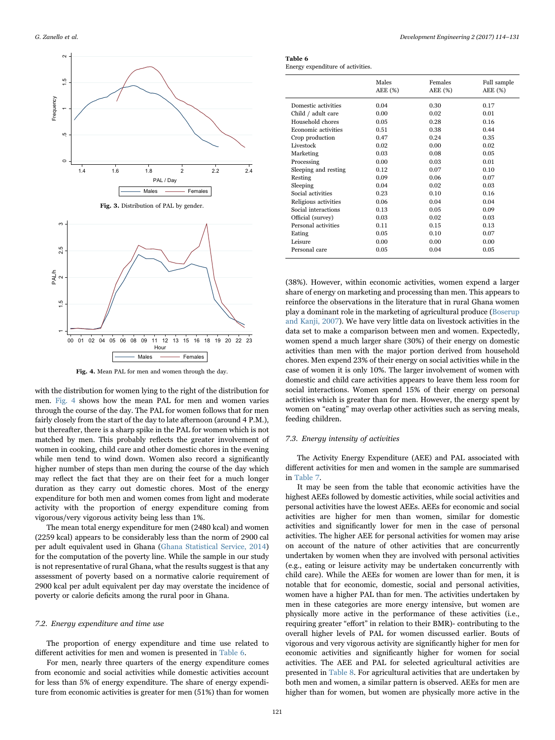Fig. 3. Distribution of PAL by gender.

Fig. 4. Mean PAL for men and women through the day.

with the distribution for women lying to the right of the distribution for men. Fig. 4 shows how the mean PAL for men and women varies through the course of the day. The PAL for women follows that for men fairly closely from the start of the day to late afternoon (around 4 P.M.), but thereafter, there is a sharp spike in the PAL for women which is not matched by men. This probably reflects the greater involvement of women in cooking, child care and other domestic chores in the evening while men tend to wind down. Women also record a significantly higher number of steps than men during the course of the day which may reflect the fact that they are on their feet for a much longer duration as they carry out domestic chores. Most of the energy expenditure for both men and women comes from light and moderate activity with the proportion of energy expenditure coming from vigorous/very vigorous activity being less than 1%.

The mean total energy expenditure for men (2480 kcal) and women (2259 kcal) appears to be considerably less than the norm of 2900 cal per adult equivalent used in Ghana (Ghana Statistical Service, 2014) for the computation of the poverty line. While the sample in our study is not representative of rural Ghana, what the results suggest is that any assessment of poverty based on a normative calorie requirement of 2900 kcal per adult equivalent per day may overstate the incidence of poverty or calorie deficits among the rural poor in Ghana.

### 7.2. Energy expenditure and time use

The proportion of energy expenditure and time use related to different activities for men and women is presented in Table 6.

For men, nearly three quarters of the energy expenditure comes from economic and social activities while domestic activities account for less than 5% of energy expenditure. The share of energy expenditure from economic activities is greater for men (51%) than for women (38%). However, within economic activities, women expend a larger share of energy on marketing and processing than men. This appears to reinforce the observations in the literature that in rural Ghana women play a dominant role in the marketing of agricultural produce (Boserup and Kanji, 2007). We have very little data on livestock activities in the data set to make a comparison between men and women. Expectedly, women spend a much larger share (30%) of their energy on domestic activities than men with the major portion derived from household chores. Men expend 23% of their energy on social activities while in the case of women it is only 10%. The larger involvement of women with domestic and child care activities appears to leave them less room for social interactions. Women spend 15% of their energy on personal activities which is greater than for men. However, the energy spent by women on "eating" may overlap other activities such as serving meals, feeding children.

**Table 6**
Energy expenditure of activities.

| | Males AEE (%) | Females AEE (%) | Full sample AEE (%) |
|---|---|---|---|
| Domestic activities | 0.04 | 0.30 | 0.17 |
| Child / adult care | 0.00 | 0.02 | 0.01 |
| Household chores | 0.05 | 0.28 | 0.16 |
| Economic activities | 0.51 | 0.38 | 0.44 |
| Crop production | 0.47 | 0.24 | 0.35 |
| Livestock | 0.02 | 0.00 | 0.02 |
| Marketing | 0.03 | 0.08 | 0.05 |
| Processing | 0.00 | 0.03 | 0.01 |
| Sleeping and resting | 0.12 | 0.07 | 0.10 |
| Resting | 0.09 | 0.06 | 0.07 |
| Sleeping | 0.04 | 0.02 | 0.03 |
| Social activities | 0.23 | 0.10 | 0.16 |
| Religious activities | 0.06 | 0.04 | 0.04 |
| Social interactions | 0.13 | 0.05 | 0.09 |
| Official (survey) | 0.03 | 0.02 | 0.03 |
| Personal activities | 0.11 | 0.15 | 0.13 |
| Eating | 0.05 | 0.10 | 0.07 |
| Leisure | 0.00 | 0.00 | 0.00 |
| Personal care | 0.05 | 0.04 | 0.05 |

### 7.3. Energy intensity of activities

The Activity Energy Expenditure (AEE) and PAL associated with different activities for men and women in the sample are summarised in Table 7.

It may be seen from the table that economic activities have the highest AEEs followed by domestic activities, while social activities and personal activities have the lowest AEEs. AEEs for economic and social activities are higher for men than women, similar for domestic activities and significantly lower for men in the case of personal activities. The higher AEE for personal activities for women may arise on account of the nature of other activities that are concurrently undertaken by women when they are involved with personal activities (e.g., eating or leisure activity may be undertaken concurrently with child care). While the AEEs for women are lower than for men, it is notable that for economic, domestic, social and personal activities, women have a higher PAL than for men. The activities undertaken by men in these categories are more energy intensive, but women are physically more active in the performance of these activities (i.e., requiring greater "effort" in relation to their BMR)- contributing to the overall higher levels of PAL for women discussed earlier. Bouts of vigorous and very vigorous activity are significantly higher for men for economic activities and significantly higher for women for social activities. The AEE and PAL for selected agricultural activities are presented in Table 8. For agricultural activities that are undertaken by both men and women, a similar pattern is observed. AEEs for men are higher than for women, but women are physically more active in the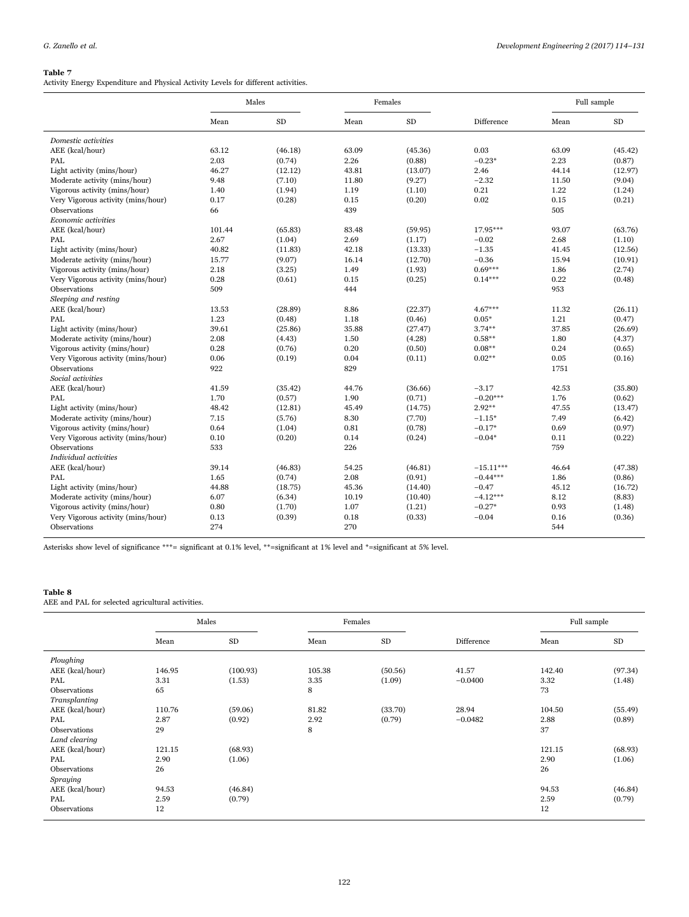**Table 7**
Activity Energy Expenditure and Physical Activity Levels for different activities.

| | Males | | Females | | | Full sample | |
|---|---|---|---|---|---|---|---|
| | Mean | SD | Mean | SD | Difference | Mean | SD |
| *Domestic activities* | | | | | | | |
| AEE (kcal/hour) | 63.12 | (46.18) | 63.09 | (45.36) | 0.03 | 63.09 | (45.42) |
| PAL | 2.03 | (0.74) | 2.26 | (0.88) | −0.23* | 2.23 | (0.87) |
| Light activity (mins/hour) | 46.27 | (12.12) | 43.81 | (13.07) | 2.46 | 44.14 | (12.97) |
| Moderate activity (mins/hour) | 9.48 | (7.10) | 11.80 | (9.27) | −2.32 | 11.50 | (9.04) |
| Vigorous activity (mins/hour) | 1.40 | (1.94) | 1.19 | (1.10) | 0.21 | 1.22 | (1.24) |
| Very Vigorous activity (mins/hour) | 0.17 | (0.28) | 0.15 | (0.20) | 0.02 | 0.15 | (0.21) |
| Observations | 66 | | 439 | | | 505 | |
| *Economic activities* | | | | | | | |
| AEE (kcal/hour) | 101.44 | (65.83) | 83.48 | (59.95) | 17.95*** | 93.07 | (63.76) |
| PAL | 2.67 | (1.04) | 2.69 | (1.17) | −0.02 | 2.68 | (1.10) |
| Light activity (mins/hour) | 40.82 | (11.83) | 42.18 | (13.33) | −1.35 | 41.45 | (12.56) |
| Moderate activity (mins/hour) | 15.77 | (9.07) | 16.14 | (12.70) | −0.36 | 15.94 | (10.91) |
| Vigorous activity (mins/hour) | 2.18 | (3.25) | 1.49 | (1.93) | 0.69*** | 1.86 | (2.74) |
| Very Vigorous activity (mins/hour) | 0.28 | (0.61) | 0.15 | (0.25) | 0.14*** | 0.22 | (0.48) |
| Observations | 509 | | 444 | | | 953 | |
| *Sleeping and resting* | | | | | | | |
| AEE (kcal/hour) | 13.53 | (28.89) | 8.86 | (22.37) | 4.67*** | 11.32 | (26.11) |
| PAL | 1.23 | (0.48) | 1.18 | (0.46) | 0.05* | 1.21 | (0.47) |
| Light activity (mins/hour) | 39.61 | (25.86) | 35.88 | (27.47) | 3.74** | 37.85 | (26.69) |
| Moderate activity (mins/hour) | 2.08 | (4.43) | 1.50 | (4.28) | 0.58** | 1.80 | (4.37) |
| Vigorous activity (mins/hour) | 0.28 | (0.76) | 0.20 | (0.50) | 0.08** | 0.24 | (0.65) |
| Very Vigorous activity (mins/hour) | 0.06 | (0.19) | 0.04 | (0.11) | 0.02** | 0.05 | (0.16) |
| Observations | 922 | | 829 | | | 1751 | |
| *Social activities* | | | | | | | |
| AEE (kcal/hour) | 41.59 | (35.42) | 44.76 | (36.66) | −3.17 | 42.53 | (35.80) |
| PAL | 1.70 | (0.57) | 1.90 | (0.71) | −0.20*** | 1.76 | (0.62) |
| Light activity (mins/hour) | 48.42 | (12.81) | 45.49 | (14.75) | 2.92** | 47.55 | (13.47) |
| Moderate activity (mins/hour) | 7.15 | (5.76) | 8.30 | (7.70) | −1.15* | 7.49 | (6.42) |
| Vigorous activity (mins/hour) | 0.64 | (1.04) | 0.81 | (0.78) | −0.17* | 0.69 | (0.97) |
| Very Vigorous activity (mins/hour) | 0.10 | (0.20) | 0.14 | (0.24) | −0.04* | 0.11 | (0.22) |
| Observations | 533 | | 226 | | | 759 | |
| *Individual activities* | | | | | | | |
| AEE (kcal/hour) | 39.14 | (46.83) | 54.25 | (46.81) | −15.11*** | 46.64 | (47.38) |
| PAL | 1.65 | (0.74) | 2.08 | (0.91) | −0.44*** | 1.86 | (0.86) |
| Light activity (mins/hour) | 44.88 | (18.75) | 45.36 | (14.40) | −0.47 | 45.12 | (16.72) |
| Moderate activity (mins/hour) | 6.07 | (6.34) | 10.19 | (10.40) | −4.12*** | 8.12 | (8.83) |
| Vigorous activity (mins/hour) | 0.80 | (1.70) | 1.07 | (1.21) | −0.27* | 0.93 | (1.48) |
| Very Vigorous activity (mins/hour) | 0.13 | (0.39) | 0.18 | (0.33) | −0.04 | 0.16 | (0.36) |
| Observations | 274 | | 270 | | | 544 | |

Asterisks show level of significance ***= significant at 0.1% level, **=significant at 1% level and *=significant at 5% level.

**Table 8**
AEE and PAL for selected agricultural activities.

| | Males | | Females | | | Full sample | |
|---|---|---|---|---|---|---|---|
| | Mean | SD | Mean | SD | Difference | Mean | SD |
| *Ploughing* | | | | | | | |
| AEE (kcal/hour) | 146.95 | (100.93) | 105.38 | (50.56) | 41.57 | 142.40 | (97.34) |
| PAL | 3.31 | (1.53) | 3.35 | (1.09) | −0.0400 | 3.32 | (1.48) |
| Observations | 65 | | 8 | | | 73 | |
| *Transplanting* | | | | | | | |
| AEE (kcal/hour) | 110.76 | (59.06) | 81.82 | (33.70) | 28.94 | 104.50 | (55.49) |
| PAL | 2.87 | (0.92) | 2.92 | (0.79) | −0.0482 | 2.88 | (0.89) |
| Observations | 29 | | 8 | | | 37 | |
| *Land clearing* | | | | | | | |
| AEE (kcal/hour) | 121.15 | (68.93) | | | | 121.15 | (68.93) |
| PAL | 2.90 | (1.06) | | | | 2.90 | (1.06) |
| Observations | 26 | | | | | 26 | |
| *Spraying* | | | | | | | |
| AEE (kcal/hour) | 94.53 | (46.84) | | | | 94.53 | (46.84) |
| PAL | 2.59 | (0.79) | | | | 2.59 | (0.79) |
| Observations | 12 | | | | | 12 | |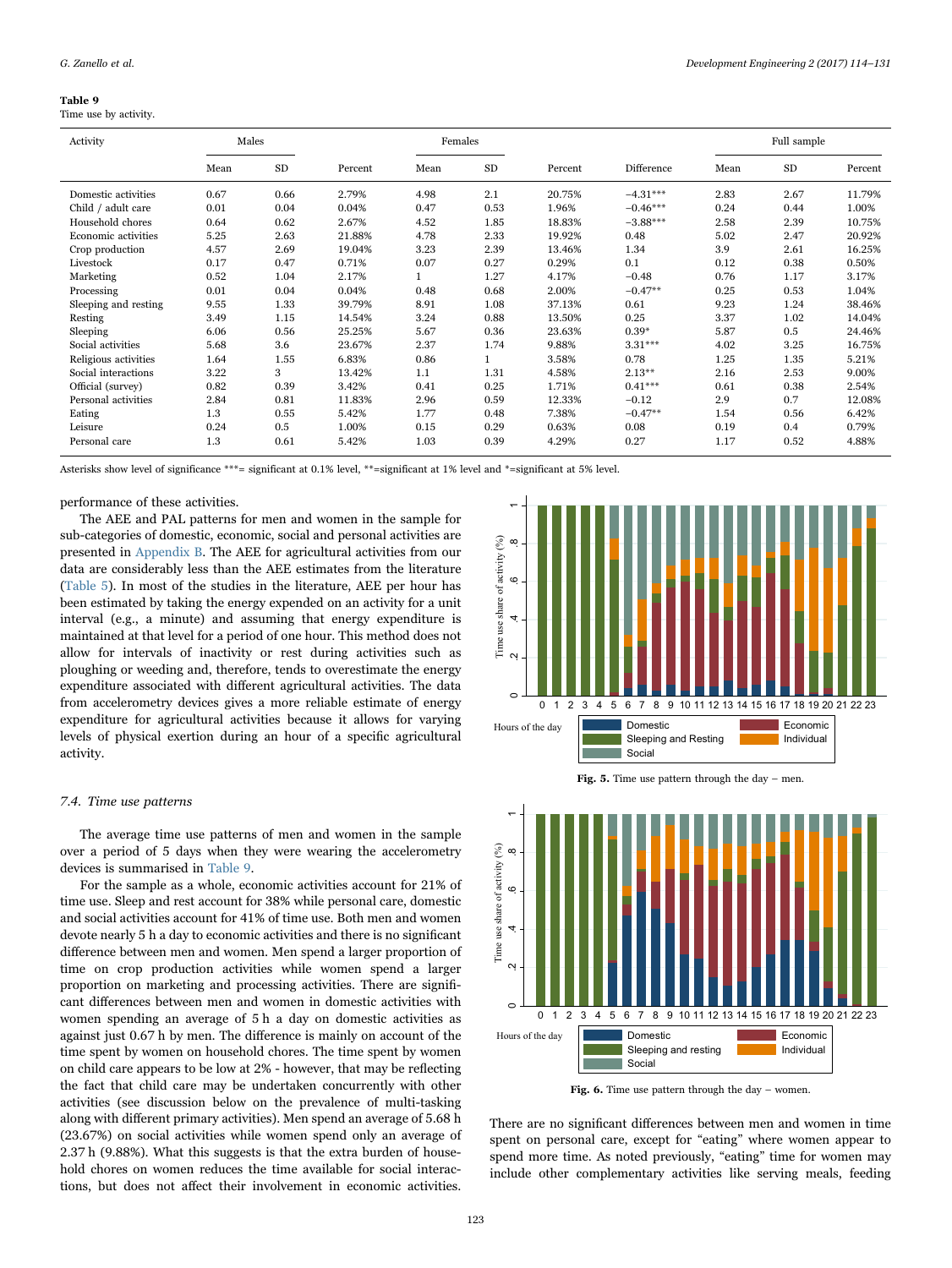**Table 9**
Time use by activity.

| Activity | Males | | | Females | | | | Full sample | | |
|---|---|---|---|---|---|---|---|---|---|---|
| | Mean | SD | Percent | Mean | SD | Percent | Difference | Mean | SD | Percent |
| Domestic activities | 0.67 | 0.66 | 2.79% | 4.98 | 2.1 | 20.75% | −4.31*** | 2.83 | 2.67 | 11.79% |
| Child / adult care | 0.01 | 0.04 | 0.04% | 0.47 | 0.53 | 1.96% | −0.46*** | 0.24 | 0.44 | 1.00% |
| Household chores | 0.64 | 0.62 | 2.67% | 4.52 | 1.85 | 18.83% | −3.88*** | 2.58 | 2.39 | 10.75% |
| Economic activities | 5.25 | 2.63 | 21.88% | 4.78 | 2.33 | 19.92% | 0.48 | 5.02 | 2.47 | 20.92% |
| Crop production | 4.57 | 2.69 | 19.04% | 3.23 | 2.39 | 13.46% | 1.34 | 3.9 | 2.61 | 16.25% |
| Livestock | 0.17 | 0.47 | 0.71% | 0.07 | 0.27 | 0.29% | 0.1 | 0.12 | 0.38 | 0.50% |
| Marketing | 0.52 | 1.04 | 2.17% | 1 | 1.27 | 4.17% | −0.48 | 0.76 | 1.17 | 3.17% |
| Processing | 0.01 | 0.04 | 0.04% | 0.48 | 0.68 | 2.00% | −0.47** | 0.25 | 0.53 | 1.04% |
| Sleeping and resting | 9.55 | 1.33 | 39.79% | 8.91 | 1.08 | 37.13% | 0.61 | 9.23 | 1.24 | 38.46% |
| Resting | 3.49 | 1.15 | 14.54% | 3.24 | 0.88 | 13.50% | 0.25 | 3.37 | 1.02 | 14.04% |
| Sleeping | 6.06 | 0.56 | 25.25% | 5.67 | 0.36 | 23.63% | 0.39* | 5.87 | 0.5 | 24.46% |
| Social activities | 5.68 | 3.6 | 23.67% | 2.37 | 1.74 | 9.88% | 3.31*** | 4.02 | 3.25 | 16.75% |
| Religious activities | 1.64 | 1.55 | 6.83% | 0.86 | 1 | 3.58% | 0.78 | 1.25 | 1.35 | 5.21% |
| Social interactions | 3.22 | 3 | 13.42% | 1.1 | 1.31 | 4.58% | 2.13** | 2.16 | 2.53 | 9.00% |
| Official (survey) | 0.82 | 0.39 | 3.42% | 0.41 | 0.25 | 1.71% | 0.41*** | 0.61 | 0.38 | 2.54% |
| Personal activities | 2.84 | 0.81 | 11.83% | 2.96 | 0.59 | 12.33% | −0.12 | 2.9 | 0.7 | 12.08% |
| Eating | 1.3 | 0.55 | 5.42% | 1.77 | 0.48 | 7.38% | −0.47** | 1.54 | 0.56 | 6.42% |
| Leisure | 0.24 | 0.5 | 1.00% | 0.15 | 0.29 | 0.63% | 0.08 | 0.19 | 0.4 | 0.79% |
| Personal care | 1.3 | 0.61 | 5.42% | 1.03 | 0.39 | 4.29% | 0.27 | 1.17 | 0.52 | 4.88% |

Asterisks show level of significance ***= significant at 0.1% level, **=significant at 1% level and *=significant at 5% level.

performance of these activities.

The AEE and PAL patterns for men and women in the sample for sub-categories of domestic, economic, social and personal activities are presented in Appendix B. The AEE for agricultural activities from our data are considerably less than the AEE estimates from the literature (Table 5). In most of the studies in the literature, AEE per hour has been estimated by taking the energy expended on an activity for a unit interval (e.g., a minute) and assuming that energy expenditure is maintained at that level for a period of one hour. This method does not allow for intervals of inactivity or rest during activities such as ploughing or weeding and, therefore, tends to overestimate the energy expenditure associated with different agricultural activities. The data from accelerometry devices gives a more reliable estimate of energy expenditure for agricultural activities because it allows for varying levels of physical exertion during an hour of a specific agricultural activity.

### 7.4. Time use patterns

The average time use patterns of men and women in the sample over a period of 5 days when they were wearing the accelerometry devices is summarised in Table 9.

For the sample as a whole, economic activities account for 21% of time use. Sleep and rest account for 38% while personal care, domestic and social activities account for 41% of time use. Both men and women devote nearly 5 h a day to economic activities and there is no significant difference between men and women. Men spend a larger proportion of time on crop production activities while women spend a larger proportion on marketing and processing activities. There are significant differences between men and women in domestic activities with women spending an average of 5 h a day on domestic activities as against just 0.67 h by men. The difference is mainly on account of the time spent by women on household chores. The time spent by women on child care appears to be low at 2% - however, that may be reflecting the fact that child care may be undertaken concurrently with other activities (see discussion below on the prevalence of multi-tasking along with different primary activities). Men spend an average of 5.68 h (23.67%) on social activities while women spend only an average of 2.37 h (9.88%). What this suggests is that the extra burden of household chores on women reduces the time available for social interactions, but does not affect their involvement in economic activities.

**Fig. 5.** Time use pattern through the day – men.

**Fig. 6.** Time use pattern through the day – women.

There are no significant differences between men and women in time spent on personal care, except for "eating" where women appear to spend more time. As noted previously, "eating" time for women may include other complementary activities like serving meals, feeding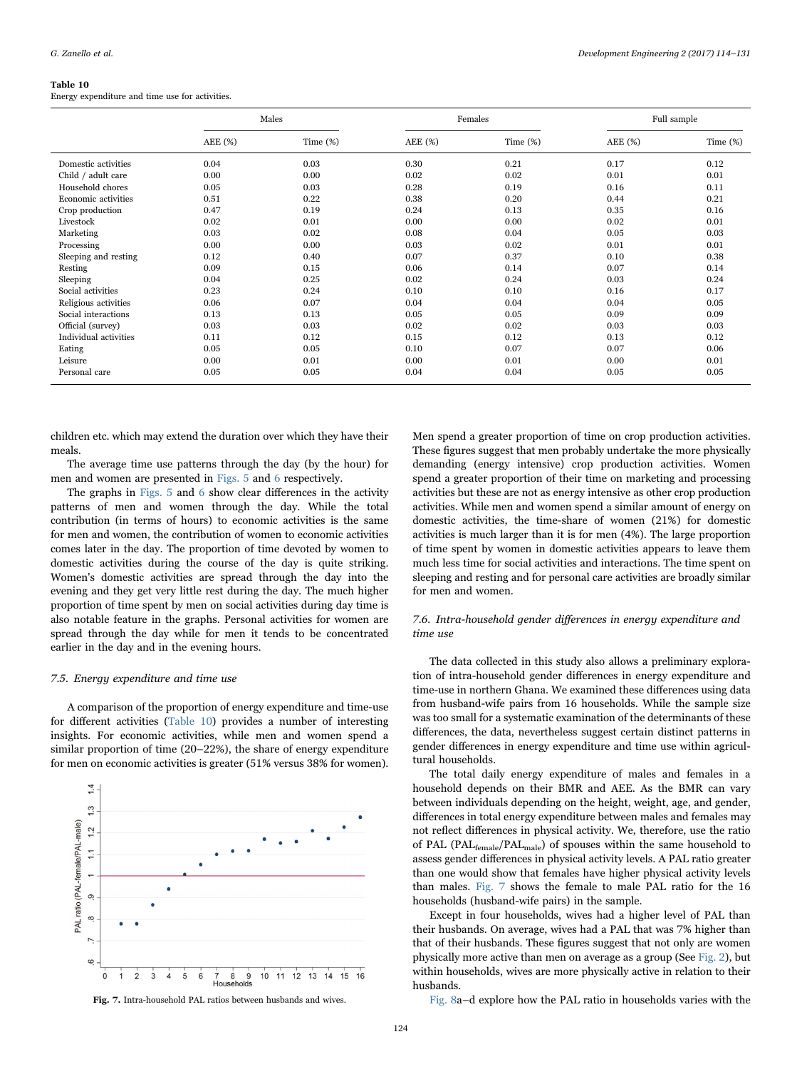**Table 10**
Energy expenditure and time use for activities.

| | Males | | Females | | Full sample | |
|---|---|---|---|---|---|---|
| | AEE (%) | Time (%) | AEE (%) | Time (%) | AEE (%) | Time (%) |
| Domestic activities | 0.04 | 0.03 | 0.30 | 0.21 | 0.17 | 0.12 |
| Child / adult care | 0.00 | 0.00 | 0.02 | 0.02 | 0.01 | 0.01 |
| Household chores | 0.05 | 0.03 | 0.28 | 0.19 | 0.16 | 0.11 |
| Economic activities | 0.51 | 0.22 | 0.38 | 0.20 | 0.44 | 0.21 |
| Crop production | 0.47 | 0.19 | 0.24 | 0.13 | 0.35 | 0.16 |
| Livestock | 0.02 | 0.01 | 0.00 | 0.00 | 0.02 | 0.01 |
| Marketing | 0.03 | 0.02 | 0.08 | 0.04 | 0.05 | 0.03 |
| Processing | 0.00 | 0.00 | 0.03 | 0.02 | 0.01 | 0.01 |
| Sleeping and resting | 0.12 | 0.40 | 0.07 | 0.37 | 0.10 | 0.38 |
| Resting | 0.09 | 0.15 | 0.06 | 0.14 | 0.07 | 0.14 |
| Sleeping | 0.04 | 0.25 | 0.02 | 0.24 | 0.03 | 0.24 |
| Social activities | 0.23 | 0.24 | 0.10 | 0.10 | 0.16 | 0.17 |
| Religious activities | 0.06 | 0.07 | 0.04 | 0.04 | 0.04 | 0.05 |
| Social interactions | 0.13 | 0.13 | 0.05 | 0.05 | 0.09 | 0.09 |
| Official (survey) | 0.03 | 0.03 | 0.02 | 0.02 | 0.03 | 0.03 |
| Individual activities | 0.11 | 0.12 | 0.15 | 0.12 | 0.13 | 0.12 |
| Eating | 0.05 | 0.05 | 0.10 | 0.07 | 0.07 | 0.06 |
| Leisure | 0.00 | 0.01 | 0.00 | 0.01 | 0.00 | 0.01 |
| Personal care | 0.05 | 0.05 | 0.04 | 0.04 | 0.05 | 0.05 |

children etc. which may extend the duration over which they have their meals.

The average time use patterns through the day (by the hour) for men and women are presented in Figs. 5 and 6 respectively.

The graphs in Figs. 5 and 6 show clear differences in the activity patterns of men and women through the day. While the total contribution (in terms of hours) to economic activities is the same for men and women, the contribution of women to economic activities comes later in the day. The proportion of time devoted by women to domestic activities during the course of the day is quite striking. Women's domestic activities are spread through the day into the evening and they get very little rest during the day. The much higher proportion of time spent by men on social activities during day time is also notable feature in the graphs. Personal activities for women are spread through the day while for men it tends to be concentrated earlier in the day and in the evening hours.

### 7.5. Energy expenditure and time use

A comparison of the proportion of energy expenditure and time-use for different activities (Table 10) provides a number of interesting insights. For economic activities, while men and women spend a similar proportion of time (20–22%), the share of energy expenditure for men on economic activities is greater (51% versus 38% for women).

Fig. 7. Intra-household PAL ratios between husbands and wives.

Men spend a greater proportion of time on crop production activities. These figures suggest that men probably undertake the more physically demanding (energy intensive) crop production activities. Women spend a greater proportion of their time on marketing and processing activities but these are not as energy intensive as other crop production activities. While men and women spend a similar amount of energy on domestic activities, the time-share of women (21%) for domestic activities is much larger than it is for men (4%). The large proportion of time spent by women in domestic activities appears to leave them much less time for social activities and interactions. The time spent on sleeping and resting and for personal care activities are broadly similar for men and women.

### 7.6. Intra-household gender differences in energy expenditure and time use

The data collected in this study also allows a preliminary exploration of intra-household gender differences in energy expenditure and time-use in northern Ghana. We examined these differences using data from husband-wife pairs from 16 households. While the sample size was too small for a systematic examination of the determinants of these differences, the data, nevertheless suggest certain distinct patterns in gender differences in energy expenditure and time use within agricultural households.

The total daily energy expenditure of males and females in a household depends on their BMR and AEE. As the BMR can vary between individuals depending on the height, weight, age, and gender, differences in total energy expenditure between males and females may not reflect differences in physical activity. We, therefore, use the ratio of PAL ($PAL_{female}/PAL_{male}$) of spouses within the same household to assess gender differences in physical activity levels. A PAL ratio greater than one would show that females have higher physical activity levels than males. Fig. 7 shows the female to male PAL ratio for the 16 households (husband-wife pairs) in the sample.

Except in four households, wives had a higher level of PAL than their husbands. On average, wives had a PAL that was 7% higher than that of their husbands. These figures suggest that not only are women physically more active than men on average as a group (See Fig. 2), but within households, wives are more physically active in relation to their husbands.

Fig. 8a–d explore how the PAL ratio in households varies with the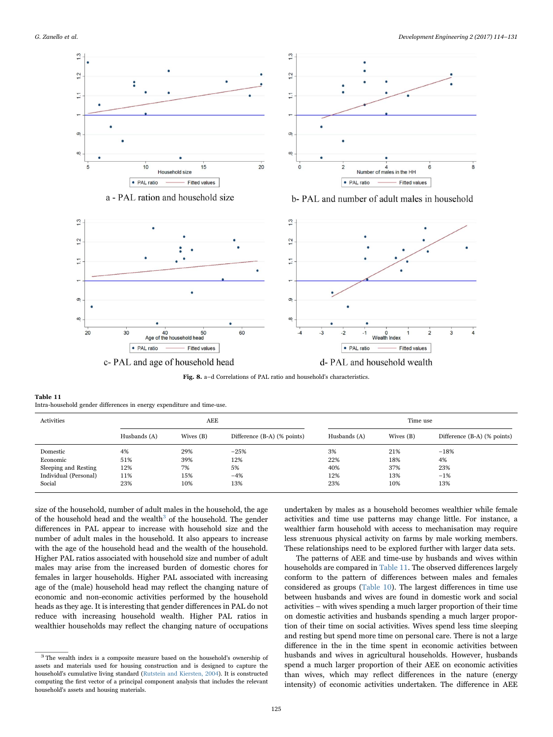1.3
1.2
1.1
1
.9
.8
5
10
15
20
Household size
PAL ratio
Fitted values

a - PAL ration and household size

1.3
1.2
1.1
1
.9
.8
0
2
4
6
8
Number of males in the HH
PAL ratio
Fitted values

b- PAL and number of adult males in household

1.3
1.2
1.1
1
.9
.8
20
30
40
50
60
Age of the household head
PAL ratio
Fitted values

c- PAL and age of household head

1.3
1.2
1.1
1
.9
.8
-4
-3
-2
-1
0
1
2
3
4
Wealth Index
PAL ratio
Fitted values

d- PAL and household wealth

**Fig. 8.** a–d Correlations of PAL ratio and household's characteristics.

**Table 11**
Intra-household gender differences in energy expenditure and time-use.

| Activities | AEE | | | Time use | | |
|---|---|---|---|---|---|---|
| | Husbands (A) | Wives (B) | Difference (B-A) (% points) | Husbands (A) | Wives (B) | Difference (B-A) (% points) |
| Domestic | 4% | 29% | −25% | 3% | 21% | −18% |
| Economic | 51% | 39% | 12% | 22% | 18% | 4% |
| Sleeping and Resting | 12% | 7% | 5% | 40% | 37% | 23% |
| Individual (Personal) | 11% | 15% | −4% | 12% | 13% | −1% |
| Social | 23% | 10% | 13% | 23% | 10% | 13% |

size of the household, number of adult males in the household, the age of the household head and the wealth[3] of the household. The gender differences in PAL appear to increase with household size and the number of adult males in the household. It also appears to increase with the age of the household head and the wealth of the household. Higher PAL ratios associated with household size and number of adult males may arise from the increased burden of domestic chores for females in larger households. Higher PAL associated with increasing age of the (male) household head may reflect the changing nature of economic and non-economic activities performed by the household heads as they age. It is interesting that gender differences in PAL do not reduce with increasing household wealth. Higher PAL ratios in wealthier households may reflect the changing nature of occupations undertaken by males as a household becomes wealthier while female activities and time use patterns may change little. For instance, a wealthier farm household with access to mechanisation may require less strenuous physical activity on farms by male working members. These relationships need to be explored further with larger data sets.

The patterns of AEE and time-use by husbands and wives within households are compared in Table 11. The observed differences largely conform to the pattern of differences between males and females considered as groups (Table 10). The largest differences in time use between husbands and wives are found in domestic work and social activities – with wives spending a much larger proportion of their time on domestic activities and husbands spending a much larger proportion of their time on social activities. Wives spend less time sleeping and resting but spend more time on personal care. There is not a large difference in the in the time spent in economic activities between husbands and wives in agricultural households. However, husbands spend a much larger proportion of their AEE on economic activities than wives, which may reflect differences in the nature (energy intensity) of economic activities undertaken. The difference in AEE

[3] The wealth index is a composite measure based on the household's ownership of assets and materials used for housing construction and is designed to capture the household's cumulative living standard (Rutstein and Kiersten, 2004). It is constructed computing the first vector of a principal component analysis that includes the relevant household's assets and housing materials.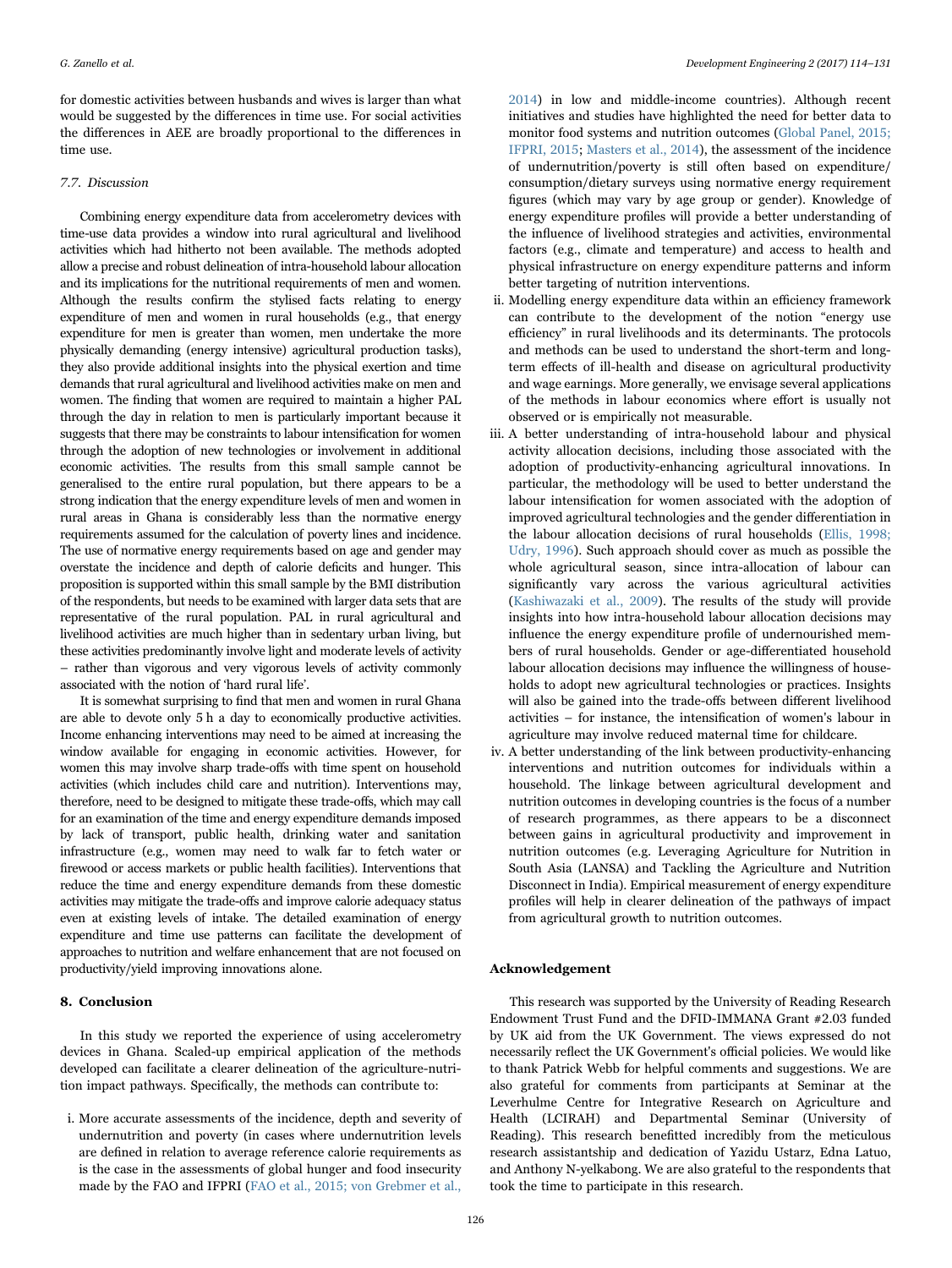for domestic activities between husbands and wives is larger than what would be suggested by the differences in time use. For social activities the differences in AEE are broadly proportional to the differences in time use.

### 7.7. Discussion

Combining energy expenditure data from accelerometry devices with time-use data provides a window into rural agricultural and livelihood activities which had hitherto not been available. The methods adopted allow a precise and robust delineation of intra-household labour allocation and its implications for the nutritional requirements of men and women. Although the results confirm the stylised facts relating to energy expenditure of men and women in rural households (e.g., that energy expenditure for men is greater than women, men undertake the more physically demanding (energy intensive) agricultural production tasks), they also provide additional insights into the physical exertion and time demands that rural agricultural and livelihood activities make on men and women. The finding that women are required to maintain a higher PAL through the day in relation to men is particularly important because it suggests that there may be constraints to labour intensification for women through the adoption of new technologies or involvement in additional economic activities. The results from this small sample cannot be generalised to the entire rural population, but there appears to be a strong indication that the energy expenditure levels of men and women in rural areas in Ghana is considerably less than the normative energy requirements assumed for the calculation of poverty lines and incidence. The use of normative energy requirements based on age and gender may overstate the incidence and depth of calorie deficits and hunger. This proposition is supported within this small sample by the BMI distribution of the respondents, but needs to be examined with larger data sets that are representative of the rural population. PAL in rural agricultural and livelihood activities are much higher than in sedentary urban living, but these activities predominantly involve light and moderate levels of activity – rather than vigorous and very vigorous levels of activity commonly associated with the notion of 'hard rural life'.

It is somewhat surprising to find that men and women in rural Ghana are able to devote only 5 h a day to economically productive activities. Income enhancing interventions may need to be aimed at increasing the window available for engaging in economic activities. However, for women this may involve sharp trade-offs with time spent on household activities (which includes child care and nutrition). Interventions may, therefore, need to be designed to mitigate these trade-offs, which may call for an examination of the time and energy expenditure demands imposed by lack of transport, public health, drinking water and sanitation infrastructure (e.g., women may need to walk far to fetch water or firewood or access markets or public health facilities). Interventions that reduce the time and energy expenditure demands from these domestic activities may mitigate the trade-offs and improve calorie adequacy status even at existing levels of intake. The detailed examination of energy expenditure and time use patterns can facilitate the development of approaches to nutrition and welfare enhancement that are not focused on productivity/yield improving innovations alone.

## 8. Conclusion

In this study we reported the experience of using accelerometry devices in Ghana. Scaled-up empirical application of the methods developed can facilitate a clearer delineation of the agriculture-nutrition impact pathways. Specifically, the methods can contribute to:

i. More accurate assessments of the incidence, depth and severity of undernutrition and poverty (in cases where undernutrition levels are defined in relation to average reference calorie requirements as is the case in the assessments of global hunger and food insecurity made by the FAO and IFPRI (FAO et al., 2015; von Grebmer et al., 2014) in low and middle-income countries). Although recent initiatives and studies have highlighted the need for better data to monitor food systems and nutrition outcomes (Global Panel, 2015; IFPRI, 2015; Masters et al., 2014), the assessment of the incidence of undernutrition/poverty is still often based on expenditure/consumption/dietary surveys using normative energy requirement figures (which may vary by age group or gender). Knowledge of energy expenditure profiles will provide a better understanding of the influence of livelihood strategies and activities, environmental factors (e.g., climate and temperature) and access to health and physical infrastructure on energy expenditure patterns and inform better targeting of nutrition interventions.

ii. Modelling energy expenditure data within an efficiency framework can contribute to the development of the notion "energy use efficiency" in rural livelihoods and its determinants. The protocols and methods can be used to understand the short-term and long-term effects of ill-health and disease on agricultural productivity and wage earnings. More generally, we envisage several applications of the methods in labour economics where effort is usually not observed or is empirically not measurable.

iii. A better understanding of intra-household labour and physical activity allocation decisions, including those associated with the adoption of productivity-enhancing agricultural innovations. In particular, the methodology will be used to better understand the labour intensification for women associated with the adoption of improved agricultural technologies and the gender differentiation in the labour allocation decisions of rural households (Ellis, 1998; Udry, 1996). Such approach should cover as much as possible the whole agricultural season, since intra-allocation of labour can significantly vary across the various agricultural activities (Kashiwazaki et al., 2009). The results of the study will provide insights into how intra-household labour allocation decisions may influence the energy expenditure profile of undernourished members of rural households. Gender or age-differentiated household labour allocation decisions may influence the willingness of households to adopt new agricultural technologies or practices. Insights will also be gained into the trade-offs between different livelihood activities – for instance, the intensification of women's labour in agriculture may involve reduced maternal time for childcare.

iv. A better understanding of the link between productivity-enhancing interventions and nutrition outcomes for individuals within a household. The linkage between agricultural development and nutrition outcomes in developing countries is the focus of a number of research programmes, as there appears to be a disconnect between gains in agricultural productivity and improvement in nutrition outcomes (e.g. Leveraging Agriculture for Nutrition in South Asia (LANSA) and Tackling the Agriculture and Nutrition Disconnect in India). Empirical measurement of energy expenditure profiles will help in clearer delineation of the pathways of impact from agricultural growth to nutrition outcomes.

## Acknowledgement

This research was supported by the University of Reading Research Endowment Trust Fund and the DFID-IMMANA Grant #2.03 funded by UK aid from the UK Government. The views expressed do not necessarily reflect the UK Government's official policies. We would like to thank Patrick Webb for helpful comments and suggestions. We are also grateful for comments from participants at Seminar at the Leverhulme Centre for Integrative Research on Agriculture and Health (LCIRAH) and Departmental Seminar (University of Reading). This research benefitted incredibly from the meticulous research assistantship and dedication of Yazidu Ustarz, Edna Latuo, and Anthony N-yelkabong. We are also grateful to the respondents that took the time to participate in this research.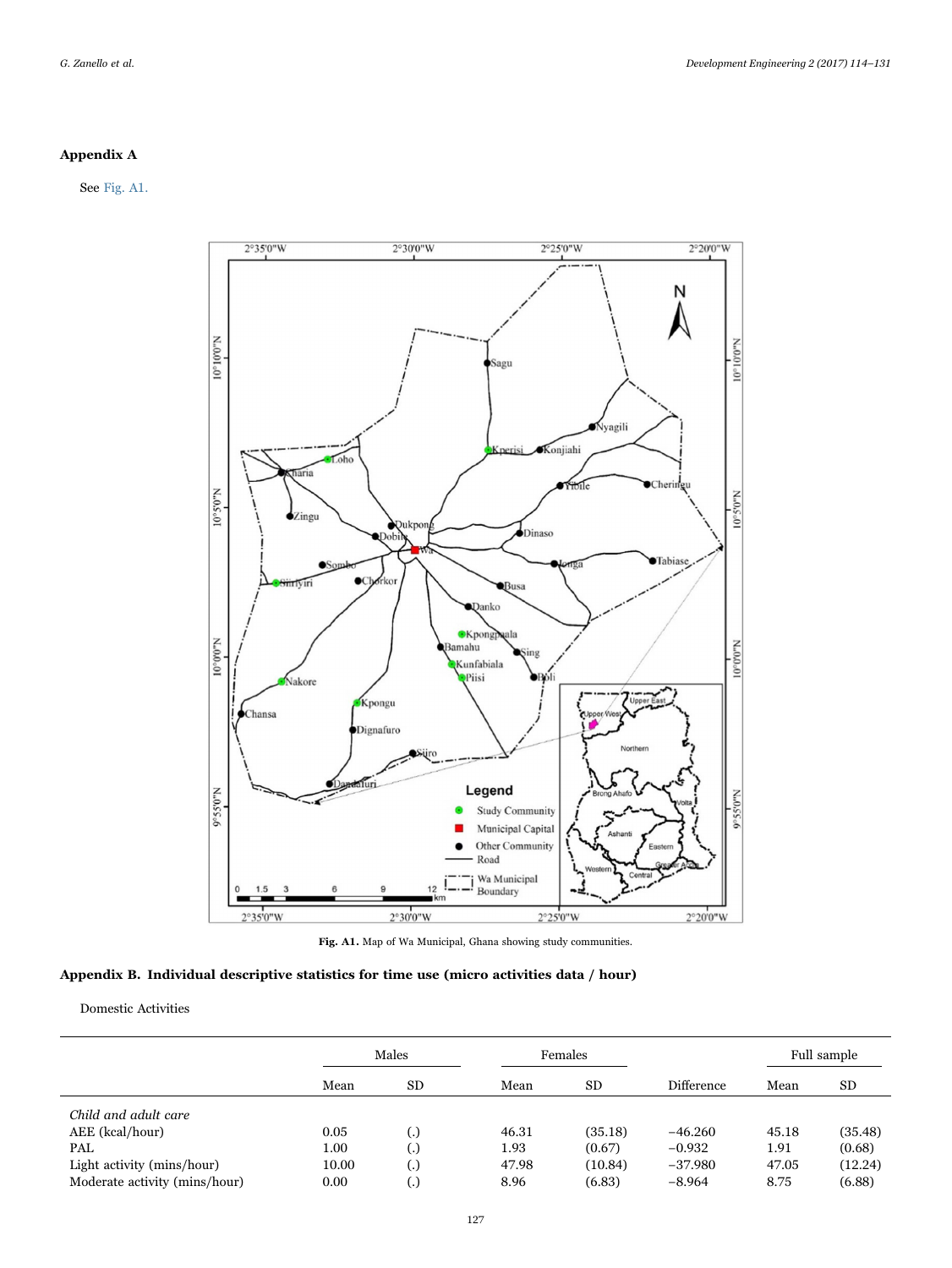## Appendix A

See Fig. A1.

Fig. A1. Map of Wa Municipal, Ghana showing study communities.

## Appendix B. Individual descriptive statistics for time use (micro activities data / hour)

Domestic Activities

| | Males | | Females | | | Full sample | |
|---|---|---|---|---|---|---|---|
| | Mean | SD | Mean | SD | Difference | Mean | SD |
| *Child and adult care* | | | | | | | |
| AEE (kcal/hour) | 0.05 | (.) | 46.31 | (35.18) | −46.260 | 45.18 | (35.48) |
| PAL | 1.00 | (.) | 1.93 | (0.67) | −0.932 | 1.91 | (0.68) |
| Light activity (mins/hour) | 10.00 | (.) | 47.98 | (10.84) | −37.980 | 47.05 | (12.24) |
| Moderate activity (mins/hour) | 0.00 | (.) | 8.96 | (6.83) | −8.964 | 8.75 | (6.88) |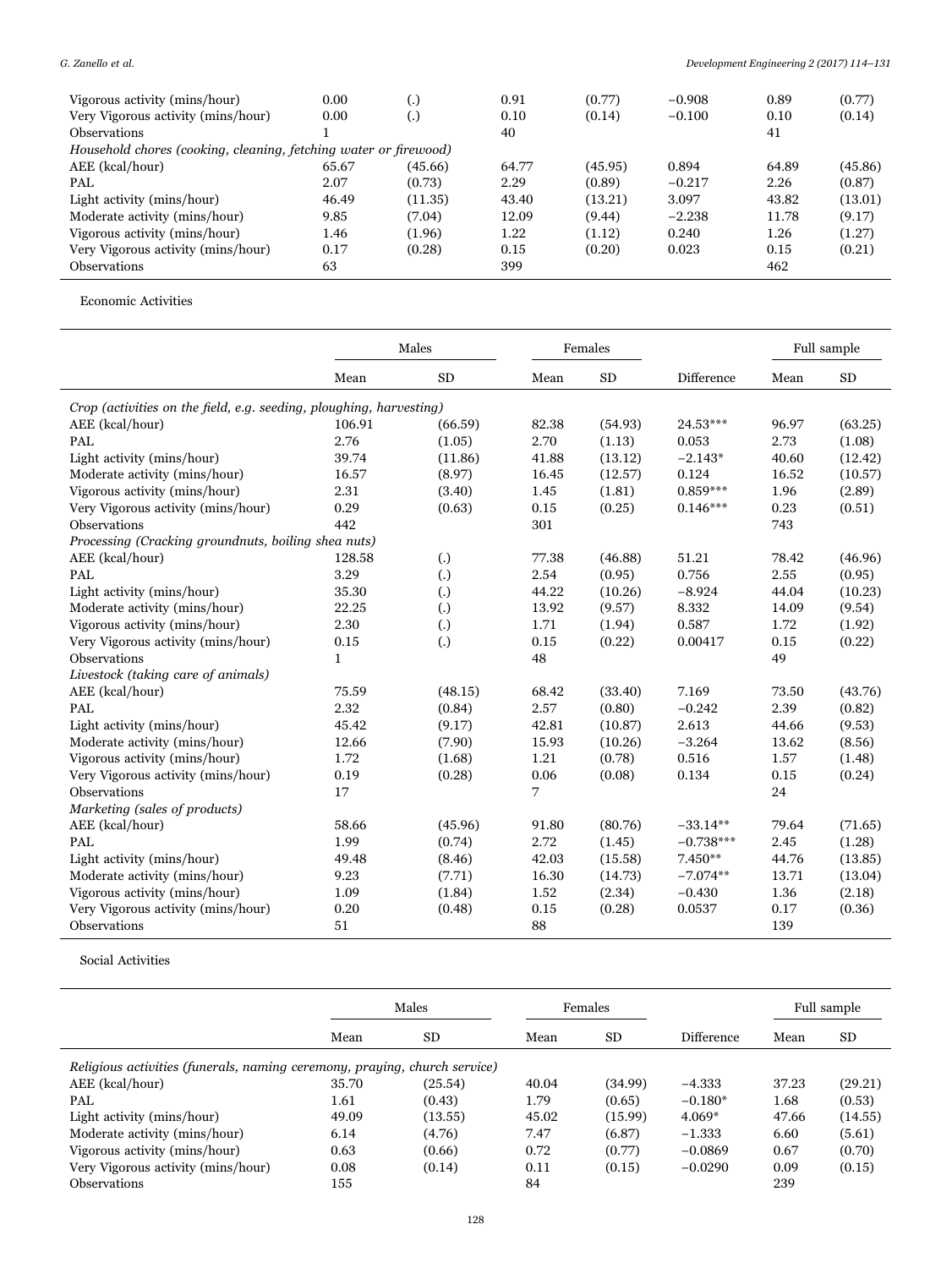| | Males | | Females | | | Full sample | |
|---|---|---|---|---|---|---|---|
| | Mean | SD | Mean | SD | Difference | Mean | SD |
| Vigorous activity (mins/hour) | 0.00 | (.) | 0.91 | (0.77) | −0.908 | 0.89 | (0.77) |
| Very Vigorous activity (mins/hour) | 0.00 | (.) | 0.10 | (0.14) | −0.100 | 0.10 | (0.14) |
| Observations | 1 | | 40 | | | 41 | |
| *Household chores (cooking, cleaning, fetching water or firewood)* | | | | | | | |
| AEE (kcal/hour) | 65.67 | (45.66) | 64.77 | (45.95) | 0.894 | 64.89 | (45.86) |
| PAL | 2.07 | (0.73) | 2.29 | (0.89) | −0.217 | 2.26 | (0.87) |
| Light activity (mins/hour) | 46.49 | (11.35) | 43.40 | (13.21) | 3.097 | 43.82 | (13.01) |
| Moderate activity (mins/hour) | 9.85 | (7.04) | 12.09 | (9.44) | −2.238 | 11.78 | (9.17) |
| Vigorous activity (mins/hour) | 1.46 | (1.96) | 1.22 | (1.12) | 0.240 | 1.26 | (1.27) |
| Very Vigorous activity (mins/hour) | 0.17 | (0.28) | 0.15 | (0.20) | 0.023 | 0.15 | (0.21) |
| Observations | 63 | | 399 | | | 462 | |

Economic Activities

| | Males | | Females | | | Full sample | |
|---|---|---|---|---|---|---|---|
| | Mean | SD | Mean | SD | Difference | Mean | SD |
| *Crop (activities on the field, e.g. seeding, ploughing, harvesting)* | | | | | | | |
| AEE (kcal/hour) | 106.91 | (66.59) | 82.38 | (54.93) | 24.53*** | 96.97 | (63.25) |
| PAL | 2.76 | (1.05) | 2.70 | (1.13) | 0.053 | 2.73 | (1.08) |
| Light activity (mins/hour) | 39.74 | (11.86) | 41.88 | (13.12) | −2.143* | 40.60 | (12.42) |
| Moderate activity (mins/hour) | 16.57 | (8.97) | 16.45 | (12.57) | 0.124 | 16.52 | (10.57) |
| Vigorous activity (mins/hour) | 2.31 | (3.40) | 1.45 | (1.81) | 0.859*** | 1.96 | (2.89) |
| Very Vigorous activity (mins/hour) | 0.29 | (0.63) | 0.15 | (0.25) | 0.146*** | 0.23 | (0.51) |
| Observations | 442 | | 301 | | | 743 | |
| *Processing (Cracking groundnuts, boiling shea nuts)* | | | | | | | |
| AEE (kcal/hour) | 128.58 | (.) | 77.38 | (46.88) | 51.21 | 78.42 | (46.96) |
| PAL | 3.29 | (.) | 2.54 | (0.95) | 0.756 | 2.55 | (0.95) |
| Light activity (mins/hour) | 35.30 | (.) | 44.22 | (10.26) | −8.924 | 44.04 | (10.23) |
| Moderate activity (mins/hour) | 22.25 | (.) | 13.92 | (9.57) | 8.332 | 14.09 | (9.54) |
| Vigorous activity (mins/hour) | 2.30 | (.) | 1.71 | (1.94) | 0.587 | 1.72 | (1.92) |
| Very Vigorous activity (mins/hour) | 0.15 | (.) | 0.15 | (0.22) | 0.00417 | 0.15 | (0.22) |
| Observations | 1 | | 48 | | | 49 | |
| *Livestock (taking care of animals)* | | | | | | | |
| AEE (kcal/hour) | 75.59 | (48.15) | 68.42 | (33.40) | 7.169 | 73.50 | (43.76) |
| PAL | 2.32 | (0.84) | 2.57 | (0.80) | −0.242 | 2.39 | (0.82) |
| Light activity (mins/hour) | 45.42 | (9.17) | 42.81 | (10.87) | 2.613 | 44.66 | (9.53) |
| Moderate activity (mins/hour) | 12.66 | (7.90) | 15.93 | (10.26) | −3.264 | 13.62 | (8.56) |
| Vigorous activity (mins/hour) | 1.72 | (1.68) | 1.21 | (0.78) | 0.516 | 1.57 | (1.48) |
| Very Vigorous activity (mins/hour) | 0.19 | (0.28) | 0.06 | (0.08) | 0.134 | 0.15 | (0.24) |
| Observations | 17 | | 7 | | | 24 | |
| *Marketing (sales of products)* | | | | | | | |
| AEE (kcal/hour) | 58.66 | (45.96) | 91.80 | (80.76) | −33.14** | 79.64 | (71.65) |
| PAL | 1.99 | (0.74) | 2.72 | (1.45) | −0.738*** | 2.45 | (1.28) |
| Light activity (mins/hour) | 49.48 | (8.46) | 42.03 | (15.58) | 7.450** | 44.76 | (13.85) |
| Moderate activity (mins/hour) | 9.23 | (7.71) | 16.30 | (14.73) | −7.074** | 13.71 | (13.04) |
| Vigorous activity (mins/hour) | 1.09 | (1.84) | 1.52 | (2.34) | −0.430 | 1.36 | (2.18) |
| Very Vigorous activity (mins/hour) | 0.20 | (0.48) | 0.15 | (0.28) | 0.0537 | 0.17 | (0.36) |
| Observations | 51 | | 88 | | | 139 | |

Social Activities

| | Males | | Females | | | Full sample | |
|---|---|---|---|---|---|---|---|
| | Mean | SD | Mean | SD | Difference | Mean | SD |
| *Religious activities (funerals, naming ceremony, praying, church service)* | | | | | | | |
| AEE (kcal/hour) | 35.70 | (25.54) | 40.04 | (34.99) | −4.333 | 37.23 | (29.21) |
| PAL | 1.61 | (0.43) | 1.79 | (0.65) | −0.180* | 1.68 | (0.53) |
| Light activity (mins/hour) | 49.09 | (13.55) | 45.02 | (15.99) | 4.069* | 47.66 | (14.55) |
| Moderate activity (mins/hour) | 6.14 | (4.76) | 7.47 | (6.87) | −1.333 | 6.60 | (5.61) |
| Vigorous activity (mins/hour) | 0.63 | (0.66) | 0.72 | (0.77) | −0.0869 | 0.67 | (0.70) |
| Very Vigorous activity (mins/hour) | 0.08 | (0.14) | 0.11 | (0.15) | −0.0290 | 0.09 | (0.15) |
| Observations | 155 | | 84 | | | 239 | |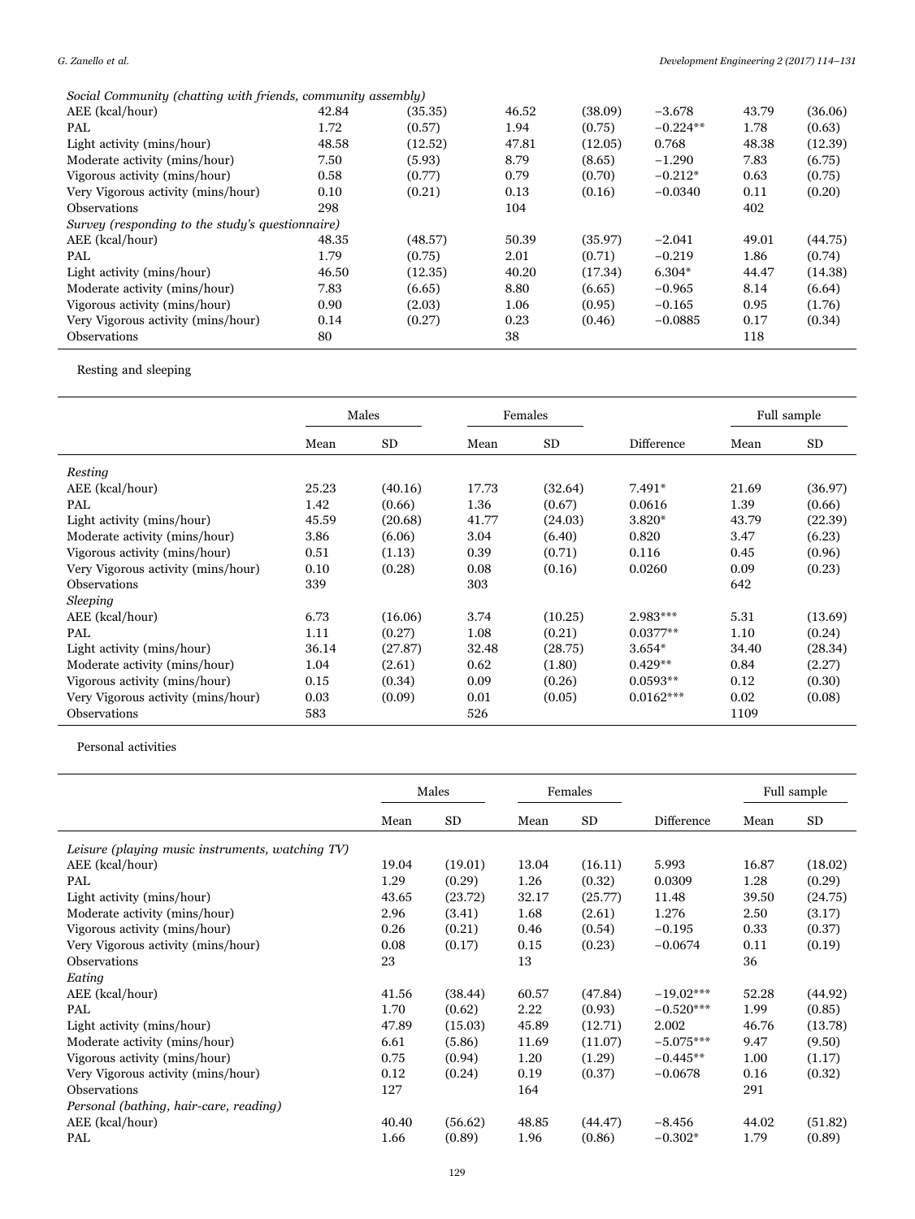| | Mean | SD | Mean | SD | Difference | Mean | SD |
|---|---|---|---|---|---|---|---|
| *Social Community (chatting with friends, community assembly)* | | | | | | | |
| AEE (kcal/hour) | 42.84 | (35.35) | 46.52 | (38.09) | −3.678 | 43.79 | (36.06) |
| PAL | 1.72 | (0.57) | 1.94 | (0.75) | −0.224** | 1.78 | (0.63) |
| Light activity (mins/hour) | 48.58 | (12.52) | 47.81 | (12.05) | 0.768 | 48.38 | (12.39) |
| Moderate activity (mins/hour) | 7.50 | (5.93) | 8.79 | (8.65) | −1.290 | 7.83 | (6.75) |
| Vigorous activity (mins/hour) | 0.58 | (0.77) | 0.79 | (0.70) | −0.212* | 0.63 | (0.75) |
| Very Vigorous activity (mins/hour) | 0.10 | (0.21) | 0.13 | (0.16) | −0.0340 | 0.11 | (0.20) |
| Observations | 298 | | 104 | | | 402 | |
| *Survey (responding to the study's questionnaire)* | | | | | | | |
| AEE (kcal/hour) | 48.35 | (48.57) | 50.39 | (35.97) | −2.041 | 49.01 | (44.75) |
| PAL | 1.79 | (0.75) | 2.01 | (0.71) | −0.219 | 1.86 | (0.74) |
| Light activity (mins/hour) | 46.50 | (12.35) | 40.20 | (17.34) | 6.304* | 44.47 | (14.38) |
| Moderate activity (mins/hour) | 7.83 | (6.65) | 8.80 | (6.65) | −0.965 | 8.14 | (6.64) |
| Vigorous activity (mins/hour) | 0.90 | (2.03) | 1.06 | (0.95) | −0.165 | 0.95 | (1.76) |
| Very Vigorous activity (mins/hour) | 0.14 | (0.27) | 0.23 | (0.46) | −0.0885 | 0.17 | (0.34) |
| Observations | 80 | | 38 | | | 118 | |

Resting and sleeping

| | Males | | Females | | | Full sample | |
|---|---|---|---|---|---|---|---|
| | Mean | SD | Mean | SD | Difference | Mean | SD |
| *Resting* | | | | | | | |
| AEE (kcal/hour) | 25.23 | (40.16) | 17.73 | (32.64) | 7.491* | 21.69 | (36.97) |
| PAL | 1.42 | (0.66) | 1.36 | (0.67) | 0.0616 | 1.39 | (0.66) |
| Light activity (mins/hour) | 45.59 | (20.68) | 41.77 | (24.03) | 3.820* | 43.79 | (22.39) |
| Moderate activity (mins/hour) | 3.86 | (6.06) | 3.04 | (6.40) | 0.820 | 3.47 | (6.23) |
| Vigorous activity (mins/hour) | 0.51 | (1.13) | 0.39 | (0.71) | 0.116 | 0.45 | (0.96) |
| Very Vigorous activity (mins/hour) | 0.10 | (0.28) | 0.08 | (0.16) | 0.0260 | 0.09 | (0.23) |
| Observations | 339 | | 303 | | | 642 | |
| *Sleeping* | | | | | | | |
| AEE (kcal/hour) | 6.73 | (16.06) | 3.74 | (10.25) | 2.983*** | 5.31 | (13.69) |
| PAL | 1.11 | (0.27) | 1.08 | (0.21) | 0.0377** | 1.10 | (0.24) |
| Light activity (mins/hour) | 36.14 | (27.87) | 32.48 | (28.75) | 3.654* | 34.40 | (28.34) |
| Moderate activity (mins/hour) | 1.04 | (2.61) | 0.62 | (1.80) | 0.429** | 0.84 | (2.27) |
| Vigorous activity (mins/hour) | 0.15 | (0.34) | 0.09 | (0.26) | 0.0593** | 0.12 | (0.30) |
| Very Vigorous activity (mins/hour) | 0.03 | (0.09) | 0.01 | (0.05) | 0.0162*** | 0.02 | (0.08) |
| Observations | 583 | | 526 | | | 1109 | |

Personal activities

| | Males | | Females | | | Full sample | |
|---|---|---|---|---|---|---|---|
| | Mean | SD | Mean | SD | Difference | Mean | SD |
| *Leisure (playing music instruments, watching TV)* | | | | | | | |
| AEE (kcal/hour) | 19.04 | (19.01) | 13.04 | (16.11) | 5.993 | 16.87 | (18.02) |
| PAL | 1.29 | (0.29) | 1.26 | (0.32) | 0.0309 | 1.28 | (0.29) |
| Light activity (mins/hour) | 43.65 | (23.72) | 32.17 | (25.77) | 11.48 | 39.50 | (24.75) |
| Moderate activity (mins/hour) | 2.96 | (3.41) | 1.68 | (2.61) | 1.276 | 2.50 | (3.17) |
| Vigorous activity (mins/hour) | 0.26 | (0.21) | 0.46 | (0.54) | −0.195 | 0.33 | (0.37) |
| Very Vigorous activity (mins/hour) | 0.08 | (0.17) | 0.15 | (0.23) | −0.0674 | 0.11 | (0.19) |
| Observations | 23 | | 13 | | | 36 | |
| *Eating* | | | | | | | |
| AEE (kcal/hour) | 41.56 | (38.44) | 60.57 | (47.84) | −19.02*** | 52.28 | (44.92) |
| PAL | 1.70 | (0.62) | 2.22 | (0.93) | −0.520*** | 1.99 | (0.85) |
| Light activity (mins/hour) | 47.89 | (15.03) | 45.89 | (12.71) | 2.002 | 46.76 | (13.78) |
| Moderate activity (mins/hour) | 6.61 | (5.86) | 11.69 | (11.07) | −5.075*** | 9.47 | (9.50) |
| Vigorous activity (mins/hour) | 0.75 | (0.94) | 1.20 | (1.29) | −0.445** | 1.00 | (1.17) |
| Very Vigorous activity (mins/hour) | 0.12 | (0.24) | 0.19 | (0.37) | −0.0678 | 0.16 | (0.32) |
| Observations | 127 | | 164 | | | 291 | |
| *Personal (bathing, hair-care, reading)* | | | | | | | |
| AEE (kcal/hour) | 40.40 | (56.62) | 48.85 | (44.47) | −8.456 | 44.02 | (51.82) |
| PAL | 1.66 | (0.89) | 1.96 | (0.86) | −0.302* | 1.79 | (0.89) |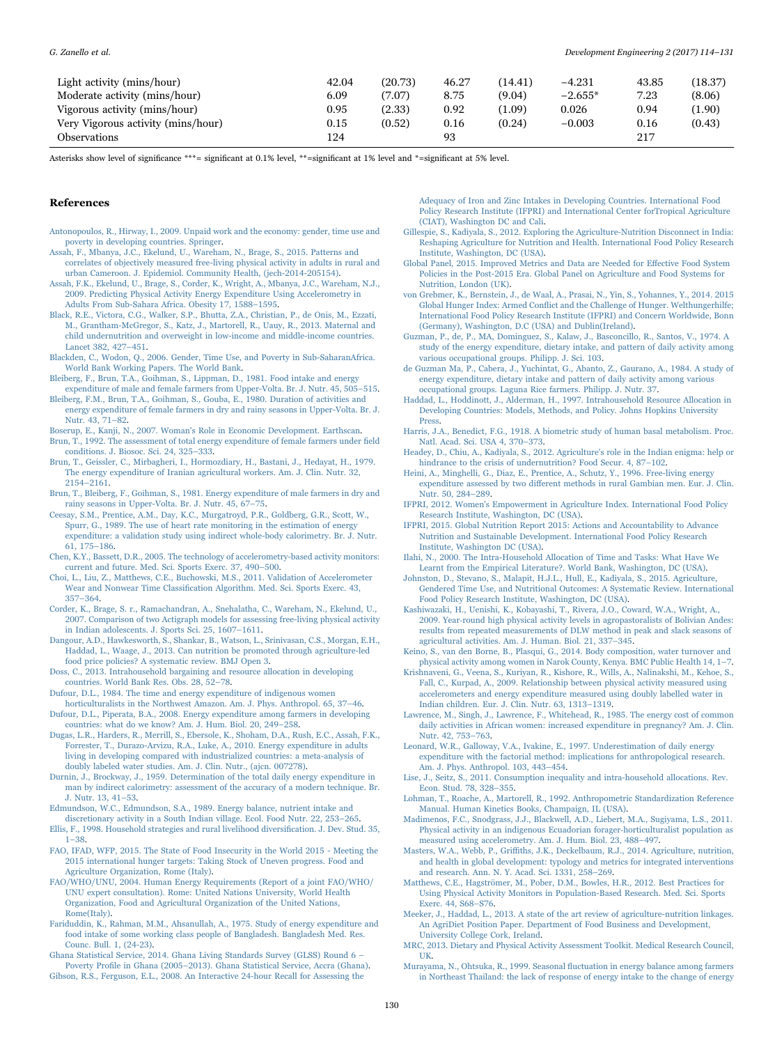| | | | | | | | |
|---|---|---|---|---|---|---|---|
| Light activity (mins/hour) | 42.04 | (20.73) | 46.27 | (14.41) | −4.231 | 43.85 | (18.37) |
| Moderate activity (mins/hour) | 6.09 | (7.07) | 8.75 | (9.04) | −2.655* | 7.23 | (8.06) |
| Vigorous activity (mins/hour) | 0.95 | (2.33) | 0.92 | (1.09) | 0.026 | 0.94 | (1.90) |
| Very Vigorous activity (mins/hour) | 0.15 | (0.52) | 0.16 | (0.24) | −0.003 | 0.16 | (0.43) |
| Observations | 124 | | 93 | | | 217 | |

Asterisks show level of significance ***= significant at 0.1% level, **=significant at 1% level and *=significant at 5% level.

## References

Antonopoulos, R., Hirway, I., 2009. Unpaid work and the economy: gender, time use and poverty in developing countries. Springer.

Assah, F., Mbanya, J.C., Ekelund, U., Wareham, N., Brage, S., 2015. Patterns and correlates of objectively measured free-living physical activity in adults in rural and urban Cameroon. J. Epidemiol. Community Health, (jech-2014-205154).

Assah, F.K., Ekelund, U., Brage, S., Corder, K., Wright, A., Mbanya, J.C., Wareham, N.J., 2009. Predicting Physical Activity Energy Expenditure Using Accelerometry in Adults From Sub-Sahara Africa. Obesity 17, 1588–1595.

Black, R.E., Victora, C.G., Walker, S.P., Bhutta, Z.A., Christian, P., de Onis, M., Ezzati, M., Grantham-McGregor, S., Katz, J., Martorell, R., Uauy, R., 2013. Maternal and child undernutrition and overweight in low-income and middle-income countries. Lancet 382, 427–451.

Blackden, C., Wodon, Q., 2006. Gender, Time Use, and Poverty in Sub-SaharanAfrica. World Bank Working Papers. The World Bank.

Bleiberg, F., Brun, T.A., Goihman, S., Lippman, D., 1981. Food intake and energy expenditure of male and female farmers from Upper-Volta. Br. J. Nutr. 45, 505–515.

Bleiberg, F.M., Brun, T.A., Goihman, S., Gouba, E., 1980. Duration of activities and energy expenditure of female farmers in dry and rainy seasons in Upper-Volta. Br. J. Nutr. 43, 71–82.

Boserup, E., Kanji, N., 2007. Woman's Role in Economic Development. Earthscan.

Brun, T., 1992. The assessment of total energy expenditure of female farmers under field conditions. J. Biosoc. Sci. 24, 325–333.

Brun, T., Geissler, C., Mirbagheri, I., Hormozdiary, H., Bastani, J., Hedayat, H., 1979. The energy expenditure of Iranian agricultural workers. Am. J. Clin. Nutr. 32, 2154–2161.

Brun, T., Bleiberg, F., Goihman, S., 1981. Energy expenditure of male farmers in dry and rainy seasons in Upper-Volta. Br. J. Nutr. 45, 67–75.

Ceesay, S.M., Prentice, A.M., Day, K.C., Murgatroyd, P.R., Goldberg, G.R., Scott, W., Spurr, G., 1989. The use of heart rate monitoring in the estimation of energy expenditure: a validation study using indirect whole-body calorimetry. Br. J. Nutr. 61, 175–186.

Chen, K.Y., Bassett, D.R., 2005. The technology of accelerometry-based activity monitors: current and future. Med. Sci. Sports Exerc. 37, 490–500.

Choi, L., Liu, Z., Matthews, C.E., Buchowski, M.S., 2011. Validation of Accelerometer Wear and Nonwear Time Classification Algorithm. Med. Sci. Sports Exerc. 43, 357–364.

Corder, K., Brage, S. r., Ramachandran, A., Snehalatha, C., Wareham, N., Ekelund, U., 2007. Comparison of two Actigraph models for assessing free-living physical activity in Indian adolescents. J. Sports Sci. 25, 1607–1611.

Dangour, A.D., Hawkesworth, S., Shankar, B., Watson, L., Srinivasan, C.S., Morgan, E.H., Haddad, L., Waage, J., 2013. Can nutrition be promoted through agriculture-led food price policies? A systematic review. BMJ Open 3.

Doss, C., 2013. Intrahousehold bargaining and resource allocation in developing countries. World Bank Res. Obs. 28, 52–78.

Dufour, D.L., 1984. The time and energy expenditure of indigenous women horticulturalists in the Northwest Amazon. Am. J. Phys. Anthropol. 65, 37–46.

Dufour, D.L., Piperata, B.A., 2008. Energy expenditure among farmers in developing countries: what do we know? Am. J. Hum. Biol. 20, 249–258.

Dugas, L.R., Harders, R., Merrill, S., Ebersole, K., Shoham, D.A., Rush, E.C., Assah, F.K., Forrester, T., Durazo-Arvizu, R.A., Luke, A., 2010. Energy expenditure in adults living in developing compared with industrialized countries: a meta-analysis of doubly labeled water studies. Am. J. Clin. Nutr., (ajcn. 007278).

Durnin, J., Brockway, J., 1959. Determination of the total daily energy expenditure in man by indirect calorimetry: assessment of the accuracy of a modern technique. Br. J. Nutr. 13, 41–53.

Edmundson, W.C., Edmundson, S.A., 1989. Energy balance, nutrient intake and discretionary activity in a South Indian village. Ecol. Food Nutr. 22, 253–265.

Ellis, F., 1998. Household strategies and rural livelihood diversification. J. Dev. Stud. 35, 1–38.

FAO, IFAD, WFP, 2015. The State of Food Insecurity in the World 2015 - Meeting the 2015 international hunger targets: Taking Stock of Uneven progress. Food and Agriculture Organization, Rome (Italy).

FAO/WHO/UNU, 2004. Human Energy Requirements (Report of a joint FAO/WHO/UNU expert consultation). Rome: United Nations University, World Health Organization, Food and Agricultural Organization of the United Nations, Rome(Italy).

Fariduddin, K., Rahman, M.M., Ahsanullah, A., 1975. Study of energy expenditure and food intake of some working class people of Bangladesh. Bangladesh Med. Res. Counc. Bull. 1, (24-23).

Ghana Statistical Service, 2014. Ghana Living Standards Survey (GLSS) Round 6 – Poverty Profile in Ghana (2005–2013). Ghana Statistical Service, Accra (Ghana).

Gibson, R.S., Ferguson, E.L., 2008. An Interactive 24-hour Recall for Assessing the Adequacy of Iron and Zinc Intakes in Developing Countries. International Food Policy Research Institute (IFPRI) and International Center forTropical Agriculture (CIAT), Washington DC and Cali.

Gillespie, S., Kadiyala, S., 2012. Exploring the Agriculture-Nutrition Disconnect in India: Reshaping Agriculture for Nutrition and Health. International Food Policy Research Institute, Washington, DC (USA).

Global Panel, 2015. Improved Metrics and Data are Needed for Effective Food System Policies in the Post-2015 Era. Global Panel on Agriculture and Food Systems for Nutrition, London (UK).

von Grebmer, K., Bernstein, J., de Waal, A., Prasai, N., Yin, S., Yohannes, Y., 2014. 2015 Global Hunger Index: Armed Conflict and the Challenge of Hunger. Welthungerhilfe; International Food Policy Research Institute (IFPRI) and Concern Worldwide, Bonn (Germany), Washington, D.C (USA) and Dublin(Ireland).

Guzman, P., de, P., MA, Dominguez, S., Kalaw, J., Basconcillo, R., Santos, V., 1974. A study of the energy expenditure, dietary intake, and pattern of daily activity among various occupational groups. Philipp. J. Sci. 103.

de Guzman Ma, P., Cabera, J., Yuchintat, G., Abanto, Z., Gaurano, A., 1984. A study of energy expenditure, dietary intake and pattern of daily activity among various occupational groups. Laguna Rice farmers. Philipp. J. Nutr. 37.

Haddad, L., Hoddinott, J., Alderman, H., 1997. Intrahousehold Resource Allocation in Developing Countries: Models, Methods, and Policy. Johns Hopkins University Press.

Harris, J.A., Benedict, F.G., 1918. A biometric study of human basal metabolism. Proc. Natl. Acad. Sci. USA 4, 370–373.

Headey, D., Chiu, A., Kadiyala, S., 2012. Agriculture's role in the Indian enigma: help or hindrance to the crisis of undernutrition? Food Secur. 4, 87–102.

Heini, A., Minghelli, G., Diaz, E., Prentice, A., Schutz, Y., 1996. Free-living energy expenditure assessed by two different methods in rural Gambian men. Eur. J. Clin. Nutr. 50, 284–289.

IFPRI, 2012. Women's Empowerment in Agriculture Index. International Food Policy Research Institute, Washington, DC (USA).

IFPRI, 2015. Global Nutrition Report 2015: Actions and Accountability to Advance Nutrition and Sustainable Development. International Food Policy Research Institute, Washington DC (USA).

Ilahi, N., 2000. The Intra-Household Allocation of Time and Tasks: What Have We Learnt from the Empirical Literature?. World Bank, Washington, DC (USA).

Johnston, D., Stevano, S., Malapit, H.J.L., Hull, E., Kadiyala, S., 2015. Agriculture, Gendered Time Use, and Nutritional Outcomes: A Systematic Review. International Food Policy Research Institute, Washington, DC (USA).

Kashiwazaki, H., Uenishi, K., Kobayashi, T., Rivera, J.O., Coward, W.A., Wright, A., 2009. Year-round high physical activity levels in agropastoralists of Bolivian Andes: results from repeated measurements of DLW method in peak and slack seasons of agricultural activities. Am. J. Hum. Biol. 21, 337–345.

Keino, S., van den Borne, B., Plasqui, G., 2014. Body composition, water turnover and physical activity among women in Narok County, Kenya. BMC Public Health 14, 1–7.

Krishnaveni, G., Veena, S., Kuriyan, R., Kishore, R., Wills, A., Nalinakshi, M., Kehoe, S., Fall, C., Kurpad, A., 2009. Relationship between physical activity measured using accelerometers and energy expenditure measured using doubly labelled water in Indian children. Eur. J. Clin. Nutr. 63, 1313–1319.

Lawrence, M., Singh, J., Lawrence, F., Whitehead, R., 1985. The energy cost of common daily activities in African women: increased expenditure in pregnancy? Am. J. Clin. Nutr. 42, 753–763.

Leonard, W.R., Galloway, V.A., Ivakine, E., 1997. Underestimation of daily energy expenditure with the factorial method: implications for anthropological research. Am. J. Phys. Anthropol. 103, 443–454.

Lise, J., Seitz, S., 2011. Consumption inequality and intra-household allocations. Rev. Econ. Stud. 78, 328–355.

Lohman, T., Roache, A., Martorell, R., 1992. Anthropometric Standardization Reference Manual. Human Kinetics Books, Champaign, IL (USA).

Madimenos, F.C., Snodgrass, J.J., Blackwell, A.D., Liebert, M.A., Sugiyama, L.S., 2011. Physical activity in an indigenous Ecuadorian forager-horticulturalist population as measured using accelerometry. Am. J. Hum. Biol. 23, 488–497.

Masters, W.A., Webb, P., Griffiths, J.K., Deckelbaum, R.J., 2014. Agriculture, nutrition, and health in global development: typology and metrics for integrated interventions and research. Ann. N. Y. Acad. Sci. 1331, 258–269.

Matthews, C.E., Hagströmer, M., Pober, D.M., Bowles, H.R., 2012. Best Practices for Using Physical Activity Monitors in Population-Based Research. Med. Sci. Sports Exerc. 44, S68–S76.

Meeker, J., Haddad, L., 2013. A state of the art review of agriculture-nutrition linkages. An AgriDiet Position Paper. Department of Food Business and Development, University College Cork, Ireland.

MRC, 2013. Dietary and Physical Activity Assessment Toolkit. Medical Research Council, UK.

Murayama, N., Ohtsuka, R., 1999. Seasonal fluctuation in energy balance among farmers in Northeast Thailand: the lack of response of energy intake to the change of energy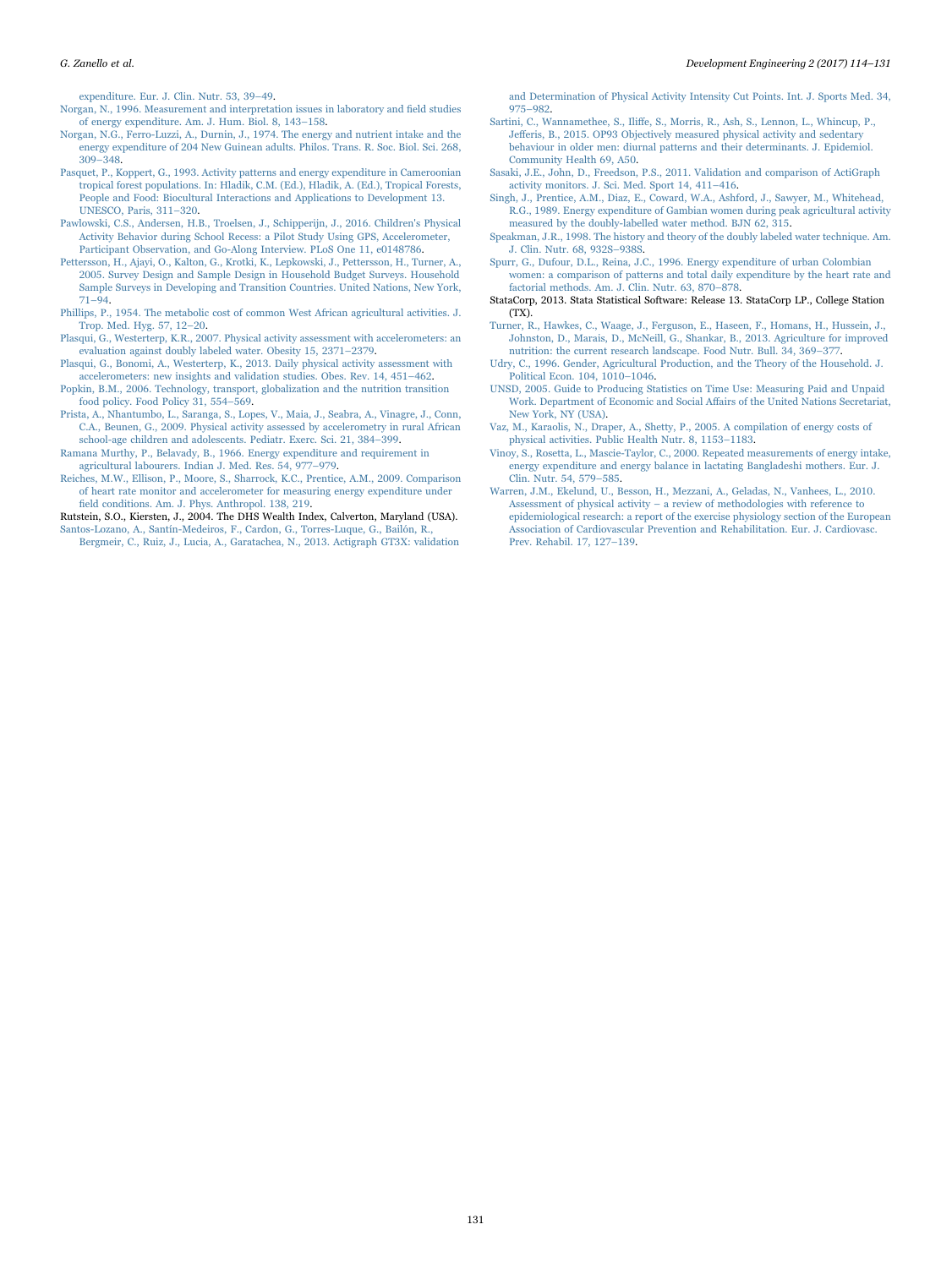expenditure. Eur. J. Clin. Nutr. 53, 39–49.

Norgan, N., 1996. Measurement and interpretation issues in laboratory and field studies of energy expenditure. Am. J. Hum. Biol. 8, 143–158.

Norgan, N.G., Ferro-Luzzi, A., Durnin, J., 1974. The energy and nutrient intake and the energy expenditure of 204 New Guinean adults. Philos. Trans. R. Soc. Biol. Sci. 268, 309–348.

Pasquet, P., Koppert, G., 1993. Activity patterns and energy expenditure in Cameroonian tropical forest populations. In: Hladik, C.M. (Ed.), Hladik, A. (Ed.), Tropical Forests, People and Food: Biocultural Interactions and Applications to Development 13. UNESCO, Paris, 311–320.

Pawlowski, C.S., Andersen, H.B., Troelsen, J., Schipperijn, J., 2016. Children's Physical Activity Behavior during School Recess: a Pilot Study Using GPS, Accelerometer, Participant Observation, and Go-Along Interview. PLoS One 11, e0148786.

Pettersson, H., Ajayi, O., Kalton, G., Krotki, K., Lepkowski, J., Pettersson, H., Turner, A., 2005. Survey Design and Sample Design in Household Budget Surveys. Household Sample Surveys in Developing and Transition Countries. United Nations, New York, 71–94.

Phillips, P., 1954. The metabolic cost of common West African agricultural activities. J. Trop. Med. Hyg. 57, 12–20.

Plasqui, G., Westerterp, K.R., 2007. Physical activity assessment with accelerometers: an evaluation against doubly labeled water. Obesity 15, 2371–2379.

Plasqui, G., Bonomi, A., Westerterp, K., 2013. Daily physical activity assessment with accelerometers: new insights and validation studies. Obes. Rev. 14, 451–462.

Popkin, B.M., 2006. Technology, transport, globalization and the nutrition transition food policy. Food Policy 31, 554–569.

Prista, A., Nhantumbo, L., Saranga, S., Lopes, V., Maia, J., Seabra, A., Vinagre, J., Conn, C.A., Beunen, G., 2009. Physical activity assessed by accelerometry in rural African school-age children and adolescents. Pediatr. Exerc. Sci. 21, 384–399.

Ramana Murthy, P., Belavady, B., 1966. Energy expenditure and requirement in agricultural labourers. Indian J. Med. Res. 54, 977–979.

Reiches, M.W., Ellison, P., Moore, S., Sharrock, K.C., Prentice, A.M., 2009. Comparison of heart rate monitor and accelerometer for measuring energy expenditure under field conditions. Am. J. Phys. Anthropol. 138, 219.

Rutstein, S.O., Kiersten, J., 2004. The DHS Wealth Index, Calverton, Maryland (USA).

Santos-Lozano, A., Santín-Medeiros, F., Cardon, G., Torres-Luque, G., Bailón, R., Bergmeir, C., Ruiz, J., Lucia, A., Garatachea, N., 2013. Actigraph GT3X: validation and Determination of Physical Activity Intensity Cut Points. Int. J. Sports Med. 34, 975–982.

Sartini, C., Wannamethee, S., Iliffe, S., Morris, R., Ash, S., Lennon, L., Whincup, P., Jefferis, B., 2015. OP93 Objectively measured physical activity and sedentary behaviour in older men: diurnal patterns and their determinants. J. Epidemiol. Community Health 69, A50.

Sasaki, J.E., John, D., Freedson, P.S., 2011. Validation and comparison of ActiGraph activity monitors. J. Sci. Med. Sport 14, 411–416.

Singh, J., Prentice, A.M., Diaz, E., Coward, W.A., Ashford, J., Sawyer, M., Whitehead, R.G., 1989. Energy expenditure of Gambian women during peak agricultural activity measured by the doubly-labelled water method. BJN 62, 315.

Speakman, J.R., 1998. The history and theory of the doubly labeled water technique. Am. J. Clin. Nutr. 68, 932S–938S.

Spurr, G., Dufour, D.L., Reina, J.C., 1996. Energy expenditure of urban Colombian women: a comparison of patterns and total daily expenditure by the heart rate and factorial methods. Am. J. Clin. Nutr. 63, 870–878.

StataCorp, 2013. Stata Statistical Software: Release 13. StataCorp LP., College Station (TX).

Turner, R., Hawkes, C., Waage, J., Ferguson, E., Haseen, F., Homans, H., Hussein, J., Johnston, D., Marais, D., McNeill, G., Shankar, B., 2013. Agriculture for improved nutrition: the current research landscape. Food Nutr. Bull. 34, 369–377.

Udry, C., 1996. Gender, Agricultural Production, and the Theory of the Household. J. Political Econ. 104, 1010–1046.

UNSD, 2005. Guide to Producing Statistics on Time Use: Measuring Paid and Unpaid Work. Department of Economic and Social Affairs of the United Nations Secretariat, New York, NY (USA).

Vaz, M., Karaolis, N., Draper, A., Shetty, P., 2005. A compilation of energy costs of physical activities. Public Health Nutr. 8, 1153–1183.

Vinoy, S., Rosetta, L., Mascie-Taylor, C., 2000. Repeated measurements of energy intake, energy expenditure and energy balance in lactating Bangladeshi mothers. Eur. J. Clin. Nutr. 54, 579–585.

Warren, J.M., Ekelund, U., Besson, H., Mezzani, A., Geladas, N., Vanhees, L., 2010. Assessment of physical activity – a review of methodologies with reference to epidemiological research: a report of the exercise physiology section of the European Association of Cardiovascular Prevention and Rehabilitation. Eur. J. Cardiovasc. Prev. Rehabil. 17, 127–139.